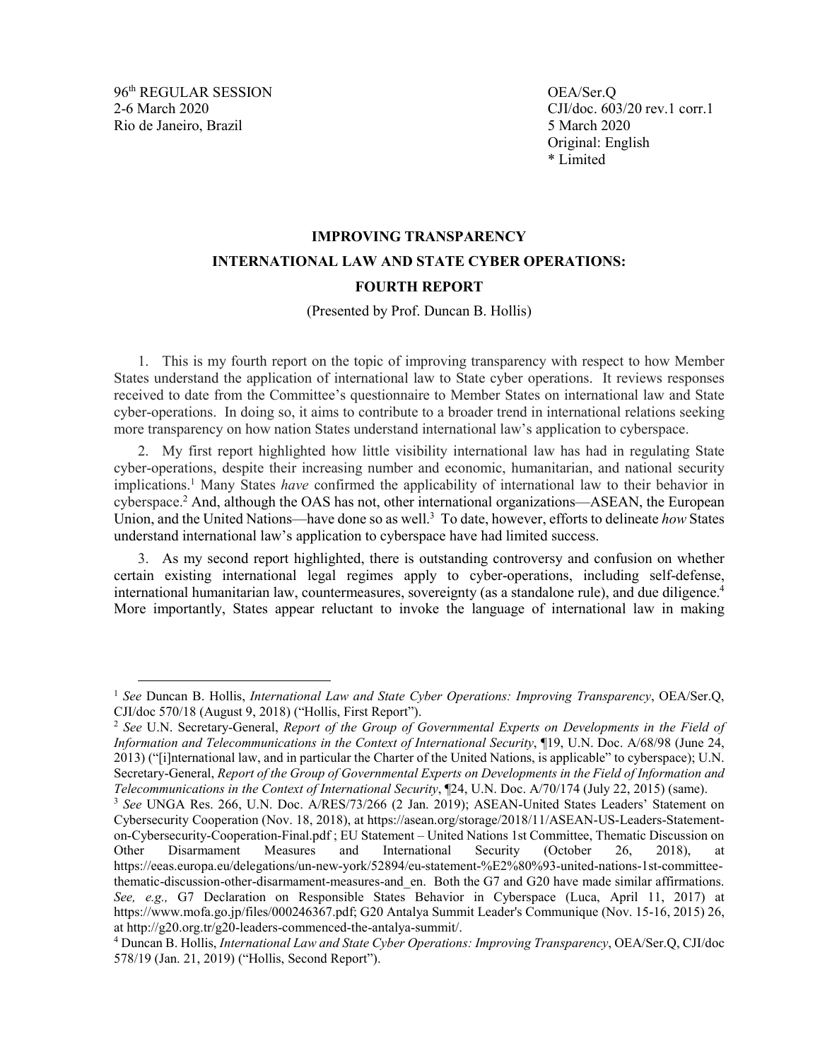96th REGULAR SESSION
2-6 March 2020
Rio de Janeiro, Brazil

OEA/Ser.Q
CJI/doc. 603/20 rev.1 corr.1
5 March 2020
Original: English
\* Limited

# IMPROVING TRANSPARENCY

## INTERNATIONAL LAW AND STATE CYBER OPERATIONS:

## FOURTH REPORT

(Presented by Prof. Duncan B. Hollis)

1. This is my fourth report on the topic of improving transparency with respect to how Member States understand the application of international law to State cyber operations. It reviews responses received to date from the Committee's questionnaire to Member States on international law and State cyber-operations. In doing so, it aims to contribute to a broader trend in international relations seeking more transparency on how nation States understand international law's application to cyberspace.

2. My first report highlighted how little visibility international law has had in regulating State cyber-operations, despite their increasing number and economic, humanitarian, and national security implications.[1] Many States *have* confirmed the applicability of international law to their behavior in cyberspace.[2] And, although the OAS has not, other international organizations—ASEAN, the European Union, and the United Nations—have done so as well.[3] To date, however, efforts to delineate *how* States understand international law's application to cyberspace have had limited success.

3. As my second report highlighted, there is outstanding controversy and confusion on whether certain existing international legal regimes apply to cyber-operations, including self-defense, international humanitarian law, countermeasures, sovereignty (as a standalone rule), and due diligence.[4] More importantly, States appear reluctant to invoke the language of international law in making

---

[1] *See* Duncan B. Hollis, *International Law and State Cyber Operations: Improving Transparency*, OEA/Ser.Q, CJI/doc 570/18 (August 9, 2018) ("Hollis, First Report").

[2] *See* U.N. Secretary-General, *Report of the Group of Governmental Experts on Developments in the Field of Information and Telecommunications in the Context of International Security*, ¶19, U.N. Doc. A/68/98 (June 24, 2013) ("[i]nternational law, and in particular the Charter of the United Nations, is applicable" to cyberspace); U.N. Secretary-General, *Report of the Group of Governmental Experts on Developments in the Field of Information and Telecommunications in the Context of International Security*, ¶24, U.N. Doc. A/70/174 (July 22, 2015) (same).

[3] *See* UNGA Res. 266, U.N. Doc. A/RES/73/266 (2 Jan. 2019); ASEAN-United States Leaders' Statement on Cybersecurity Cooperation (Nov. 18, 2018), at https://asean.org/storage/2018/11/ASEAN-US-Leaders-Statement-on-Cybersecurity-Cooperation-Final.pdf ; EU Statement – United Nations 1st Committee, Thematic Discussion on Other Disarmament Measures and International Security (October 26, 2018), at https://eeas.europa.eu/delegations/un-new-york/52894/eu-statement-%E2%80%93-united-nations-1st-committee-thematic-discussion-other-disarmament-measures-and_en. Both the G7 and G20 have made similar affirmations. *See, e.g.,* G7 Declaration on Responsible States Behavior in Cyberspace (Luca, April 11, 2017) at https://www.mofa.go.jp/files/000246367.pdf; G20 Antalya Summit Leader's Communique (Nov. 15-16, 2015) 26, at http://g20.org.tr/g20-leaders-commenced-the-antalya-summit/.

[4] Duncan B. Hollis, *International Law and State Cyber Operations: Improving Transparency*, OEA/Ser.Q, CJI/doc 578/19 (Jan. 21, 2019) ("Hollis, Second Report").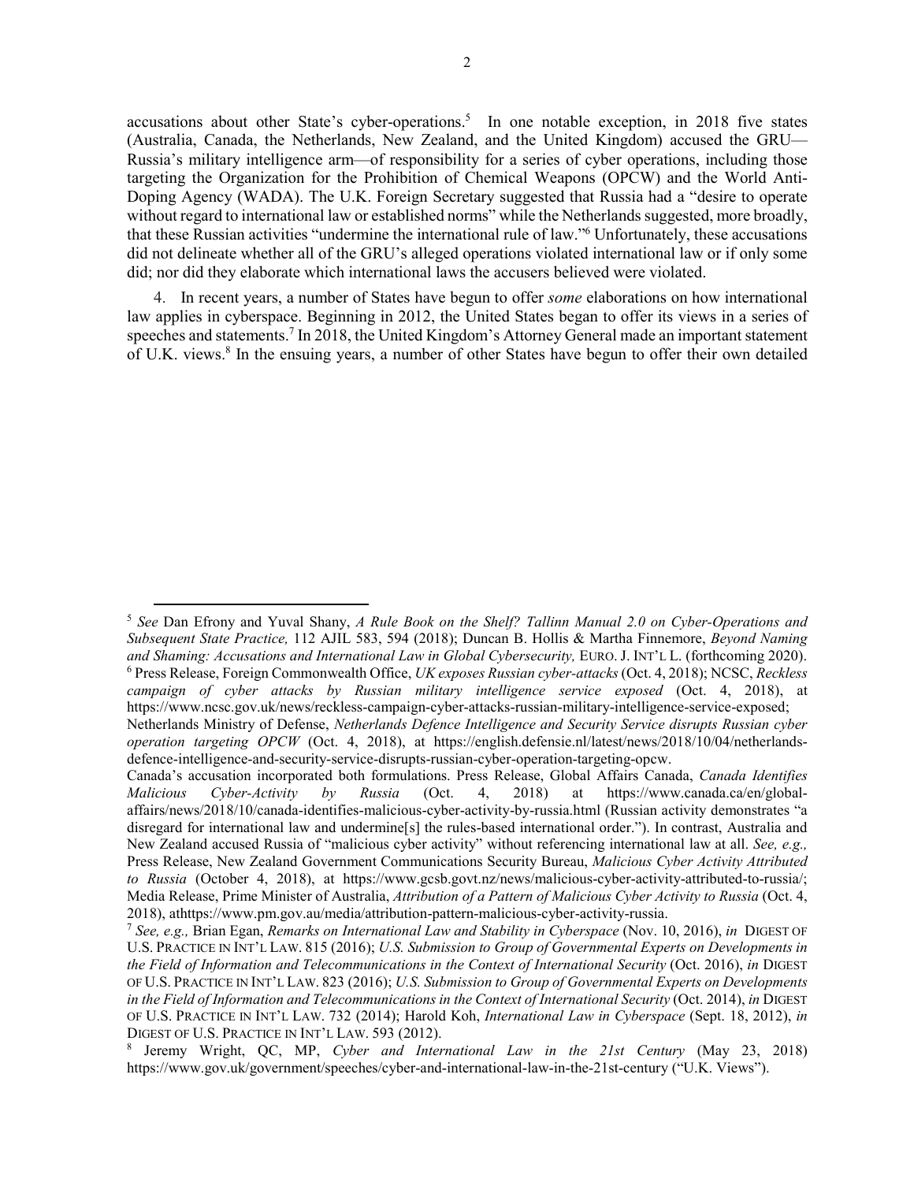accusations about other State's cyber-operations.[5] In one notable exception, in 2018 five states (Australia, Canada, the Netherlands, New Zealand, and the United Kingdom) accused the GRU—Russia's military intelligence arm—of responsibility for a series of cyber operations, including those targeting the Organization for the Prohibition of Chemical Weapons (OPCW) and the World Anti-Doping Agency (WADA). The U.K. Foreign Secretary suggested that Russia had a "desire to operate without regard to international law or established norms" while the Netherlands suggested, more broadly, that these Russian activities "undermine the international rule of law."[6] Unfortunately, these accusations did not delineate whether all of the GRU's alleged operations violated international law or if only some did; nor did they elaborate which international laws the accusers believed were violated.

4. In recent years, a number of States have begun to offer *some* elaborations on how international law applies in cyberspace. Beginning in 2012, the United States began to offer its views in a series of speeches and statements.[7] In 2018, the United Kingdom's Attorney General made an important statement of U.K. views.[8] In the ensuing years, a number of other States have begun to offer their own detailed

---

[5] *See* Dan Efrony and Yuval Shany, *A Rule Book on the Shelf? Tallinn Manual 2.0 on Cyber-Operations and Subsequent State Practice,* 112 AJIL 583, 594 (2018); Duncan B. Hollis & Martha Finnemore, *Beyond Naming and Shaming: Accusations and International Law in Global Cybersecurity,* EURO. J. INT'L L. (forthcoming 2020).

[6] Press Release, Foreign Commonwealth Office, *UK exposes Russian cyber-attacks* (Oct. 4, 2018); NCSC, *Reckless campaign of cyber attacks by Russian military intelligence service exposed* (Oct. 4, 2018), at https://www.ncsc.gov.uk/news/reckless-campaign-cyber-attacks-russian-military-intelligence-service-exposed; Netherlands Ministry of Defense, *Netherlands Defence Intelligence and Security Service disrupts Russian cyber operation targeting OPCW* (Oct. 4, 2018), at https://english.defensie.nl/latest/news/2018/10/04/netherlands-defence-intelligence-and-security-service-disrupts-russian-cyber-operation-targeting-opcw.
Canada's accusation incorporated both formulations. Press Release, Global Affairs Canada, *Canada Identifies Malicious Cyber-Activity by Russia* (Oct. 4, 2018) at https://www.canada.ca/en/global-affairs/news/2018/10/canada-identifies-malicious-cyber-activity-by-russia.html (Russian activity demonstrates "a disregard for international law and undermine[s] the rules-based international order."). In contrast, Australia and New Zealand accused Russia of "malicious cyber activity" without referencing international law at all. *See, e.g.,* Press Release, New Zealand Government Communications Security Bureau, *Malicious Cyber Activity Attributed to Russia* (October 4, 2018), at https://www.gcsb.govt.nz/news/malicious-cyber-activity-attributed-to-russia/; Media Release, Prime Minister of Australia, *Attribution of a Pattern of Malicious Cyber Activity to Russia* (Oct. 4, 2018), athttps://www.pm.gov.au/media/attribution-pattern-malicious-cyber-activity-russia.

[7] *See, e.g.,* Brian Egan, *Remarks on International Law and Stability in Cyberspace* (Nov. 10, 2016), *in* DIGEST OF U.S. PRACTICE IN INT'L LAW. 815 (2016); *U.S. Submission to Group of Governmental Experts on Developments in the Field of Information and Telecommunications in the Context of International Security* (Oct. 2016), *in* DIGEST OF U.S. PRACTICE IN INT'L LAW. 823 (2016); *U.S. Submission to Group of Governmental Experts on Developments in the Field of Information and Telecommunications in the Context of International Security* (Oct. 2014), *in* DIGEST OF U.S. PRACTICE IN INT'L LAW. 732 (2014); Harold Koh, *International Law in Cyberspace* (Sept. 18, 2012), *in* DIGEST OF U.S. PRACTICE IN INT'L LAW. 593 (2012).

[8] Jeremy Wright, QC, MP, *Cyber and International Law in the 21st Century* (May 23, 2018) https://www.gov.uk/government/speeches/cyber-and-international-law-in-the-21st-century ("U.K. Views").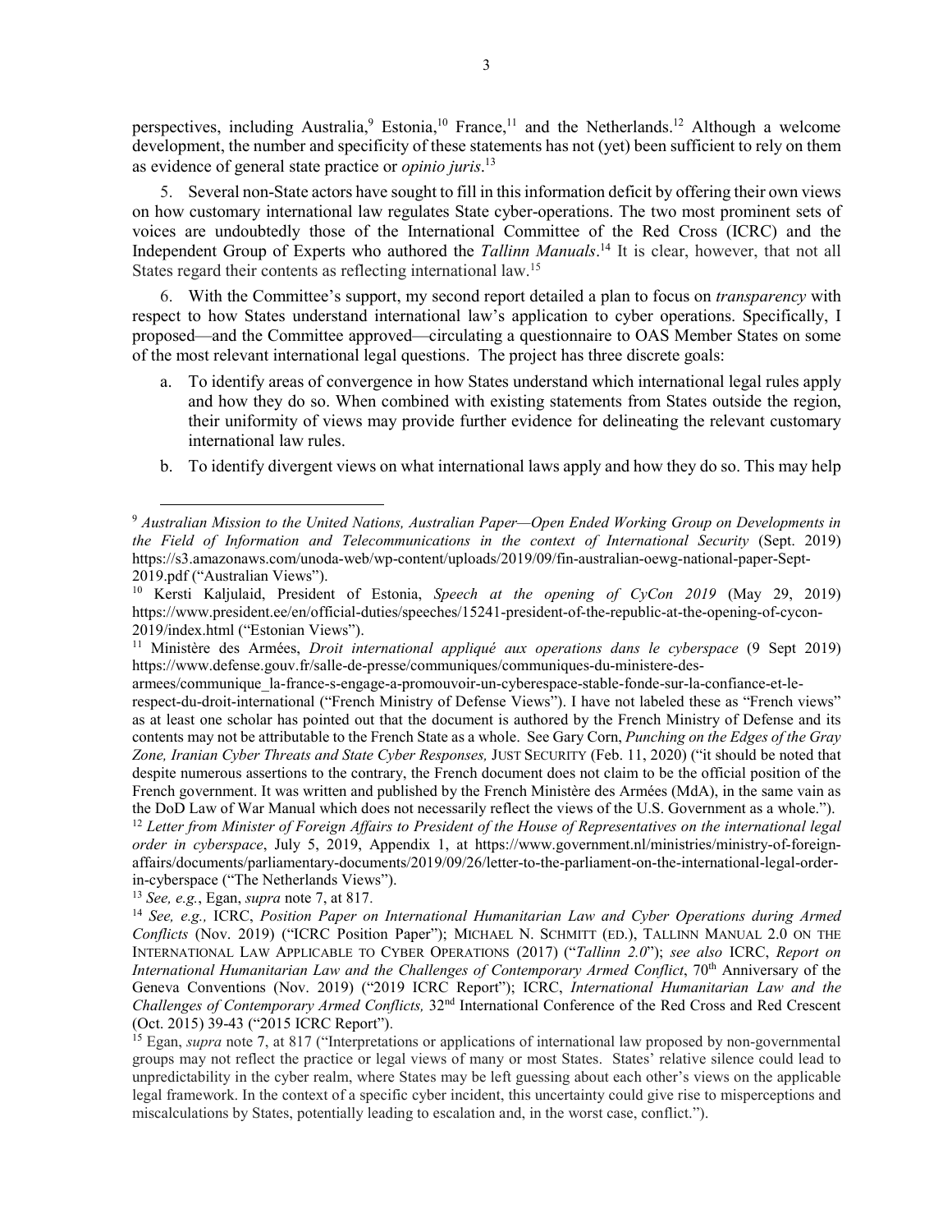perspectives, including Australia,[9] Estonia,[10] France,[11] and the Netherlands.[12] Although a welcome development, the number and specificity of these statements has not (yet) been sufficient to rely on them as evidence of general state practice or *opinio juris*.[13]

5. Several non-State actors have sought to fill in this information deficit by offering their own views on how customary international law regulates State cyber-operations. The two most prominent sets of voices are undoubtedly those of the International Committee of the Red Cross (ICRC) and the Independent Group of Experts who authored the *Tallinn Manuals*.[14] It is clear, however, that not all States regard their contents as reflecting international law.[15]

6. With the Committee's support, my second report detailed a plan to focus on *transparency* with respect to how States understand international law's application to cyber operations. Specifically, I proposed—and the Committee approved—circulating a questionnaire to OAS Member States on some of the most relevant international legal questions. The project has three discrete goals:

a. To identify areas of convergence in how States understand which international legal rules apply and how they do so. When combined with existing statements from States outside the region, their uniformity of views may provide further evidence for delineating the relevant customary international law rules.

b. To identify divergent views on what international laws apply and how they do so. This may help

---

[9] *Australian Mission to the United Nations, Australian Paper—Open Ended Working Group on Developments in the Field of Information and Telecommunications in the context of International Security* (Sept. 2019) https://s3.amazonaws.com/unoda-web/wp-content/uploads/2019/09/fin-australian-oewg-national-paper-Sept-2019.pdf ("Australian Views").

[10] Kersti Kaljulaid, President of Estonia, *Speech at the opening of CyCon 2019* (May 29, 2019) https://www.president.ee/en/official-duties/speeches/15241-president-of-the-republic-at-the-opening-of-cycon-2019/index.html ("Estonian Views").

[11] Ministère des Armées, *Droit international appliqué aux operations dans le cyberspace* (9 Sept 2019) https://www.defense.gouv.fr/salle-de-presse/communiques/communiques-du-ministere-des-armees/communique_la-france-s-engage-a-promouvoir-un-cyberespace-stable-fonde-sur-la-confiance-et-le-respect-du-droit-international ("French Ministry of Defense Views"). I have not labeled these as "French views" as at least one scholar has pointed out that the document is authored by the French Ministry of Defense and its contents may not be attributable to the French State as a whole. See Gary Corn, *Punching on the Edges of the Gray Zone, Iranian Cyber Threats and State Cyber Responses,* JUST SECURITY (Feb. 11, 2020) ("it should be noted that despite numerous assertions to the contrary, the French document does not claim to be the official position of the French government. It was written and published by the French Ministère des Armées (MdA), in the same vain as the DoD Law of War Manual which does not necessarily reflect the views of the U.S. Government as a whole.").

[12] *Letter from Minister of Foreign Affairs to President of the House of Representatives on the international legal order in cyberspace*, July 5, 2019, Appendix 1, at https://www.government.nl/ministries/ministry-of-foreign-affairs/documents/parliamentary-documents/2019/09/26/letter-to-the-parliament-on-the-international-legal-order-in-cyberspace ("The Netherlands Views").

[13] *See, e.g.*, Egan, *supra* note 7, at 817.

[14] *See, e.g.,* ICRC, *Position Paper on International Humanitarian Law and Cyber Operations during Armed Conflicts* (Nov. 2019) ("ICRC Position Paper"); MICHAEL N. SCHMITT (ED.), TALLINN MANUAL 2.0 ON THE INTERNATIONAL LAW APPLICABLE TO CYBER OPERATIONS (2017) ("*Tallinn 2.0*"); *see also* ICRC, *Report on International Humanitarian Law and the Challenges of Contemporary Armed Conflict*, 70th Anniversary of the Geneva Conventions (Nov. 2019) ("2019 ICRC Report"); ICRC, *International Humanitarian Law and the Challenges of Contemporary Armed Conflicts,* 32nd International Conference of the Red Cross and Red Crescent (Oct. 2015) 39-43 ("2015 ICRC Report").

[15] Egan, *supra* note 7, at 817 ("Interpretations or applications of international law proposed by non-governmental groups may not reflect the practice or legal views of many or most States. States' relative silence could lead to unpredictability in the cyber realm, where States may be left guessing about each other's views on the applicable legal framework. In the context of a specific cyber incident, this uncertainty could give rise to misperceptions and miscalculations by States, potentially leading to escalation and, in the worst case, conflict.").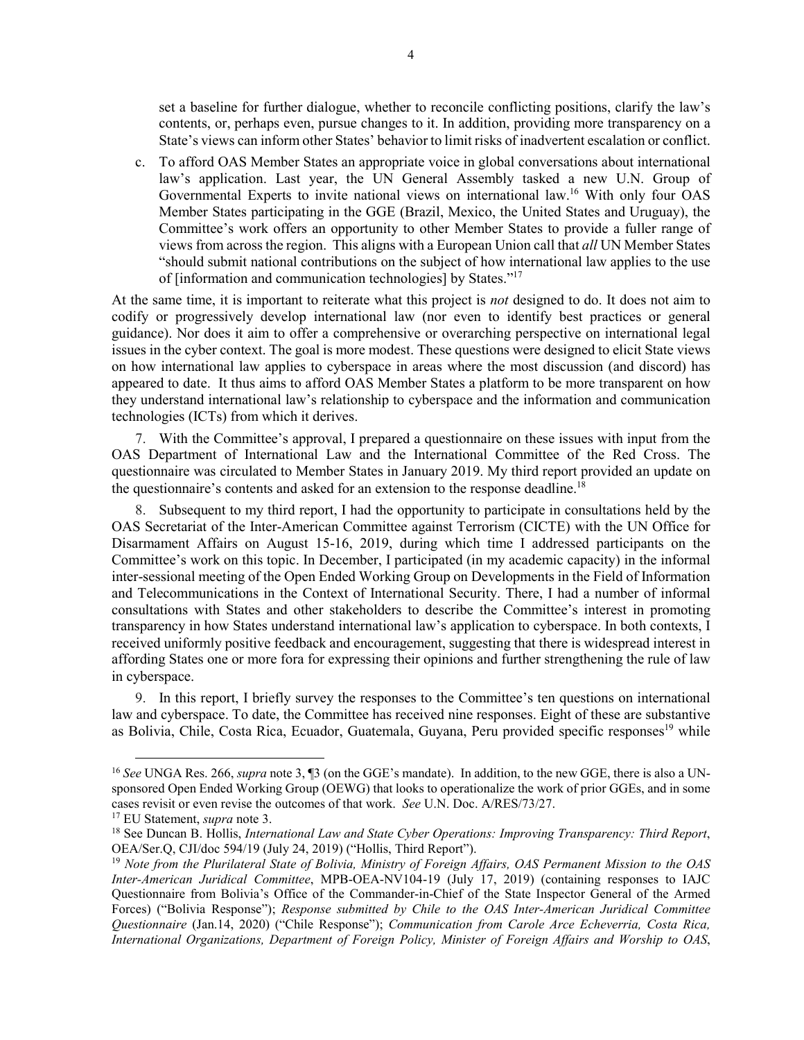set a baseline for further dialogue, whether to reconcile conflicting positions, clarify the law's contents, or, perhaps even, pursue changes to it. In addition, providing more transparency on a State's views can inform other States' behavior to limit risks of inadvertent escalation or conflict.

c. To afford OAS Member States an appropriate voice in global conversations about international law's application. Last year, the UN General Assembly tasked a new U.N. Group of Governmental Experts to invite national views on international law.[16] With only four OAS Member States participating in the GGE (Brazil, Mexico, the United States and Uruguay), the Committee's work offers an opportunity to other Member States to provide a fuller range of views from across the region. This aligns with a European Union call that *all* UN Member States "should submit national contributions on the subject of how international law applies to the use of [information and communication technologies] by States."[17]

At the same time, it is important to reiterate what this project is *not* designed to do. It does not aim to codify or progressively develop international law (nor even to identify best practices or general guidance). Nor does it aim to offer a comprehensive or overarching perspective on international legal issues in the cyber context. The goal is more modest. These questions were designed to elicit State views on how international law applies to cyberspace in areas where the most discussion (and discord) has appeared to date. It thus aims to afford OAS Member States a platform to be more transparent on how they understand international law's relationship to cyberspace and the information and communication technologies (ICTs) from which it derives.

7. With the Committee's approval, I prepared a questionnaire on these issues with input from the OAS Department of International Law and the International Committee of the Red Cross. The questionnaire was circulated to Member States in January 2019. My third report provided an update on the questionnaire's contents and asked for an extension to the response deadline.[18]

8. Subsequent to my third report, I had the opportunity to participate in consultations held by the OAS Secretariat of the Inter-American Committee against Terrorism (CICTE) with the UN Office for Disarmament Affairs on August 15-16, 2019, during which time I addressed participants on the Committee's work on this topic. In December, I participated (in my academic capacity) in the informal inter-sessional meeting of the Open Ended Working Group on Developments in the Field of Information and Telecommunications in the Context of International Security. There, I had a number of informal consultations with States and other stakeholders to describe the Committee's interest in promoting transparency in how States understand international law's application to cyberspace. In both contexts, I received uniformly positive feedback and encouragement, suggesting that there is widespread interest in affording States one or more fora for expressing their opinions and further strengthening the rule of law in cyberspace.

9. In this report, I briefly survey the responses to the Committee's ten questions on international law and cyberspace. To date, the Committee has received nine responses. Eight of these are substantive as Bolivia, Chile, Costa Rica, Ecuador, Guatemala, Guyana, Peru provided specific responses[19] while

---

[16] *See* UNGA Res. 266, *supra* note 3, ¶3 (on the GGE's mandate). In addition, to the new GGE, there is also a UN-sponsored Open Ended Working Group (OEWG) that looks to operationalize the work of prior GGEs, and in some cases revisit or even revise the outcomes of that work. *See* U.N. Doc. A/RES/73/27.

[17] EU Statement, *supra* note 3.

[18] See Duncan B. Hollis, *International Law and State Cyber Operations: Improving Transparency: Third Report*, OEA/Ser.Q, CJI/doc 594/19 (July 24, 2019) ("Hollis, Third Report").

[19] *Note from the Plurilateral State of Bolivia, Ministry of Foreign Affairs, OAS Permanent Mission to the OAS Inter-American Juridical Committee*, MPB-OEA-NV104-19 (July 17, 2019) (containing responses to IAJC Questionnaire from Bolivia's Office of the Commander-in-Chief of the State Inspector General of the Armed Forces) ("Bolivia Response"); *Response submitted by Chile to the OAS Inter-American Juridical Committee Questionnaire* (Jan.14, 2020) ("Chile Response"); *Communication from Carole Arce Echeverria, Costa Rica, International Organizations, Department of Foreign Policy, Minister of Foreign Affairs and Worship to OAS*,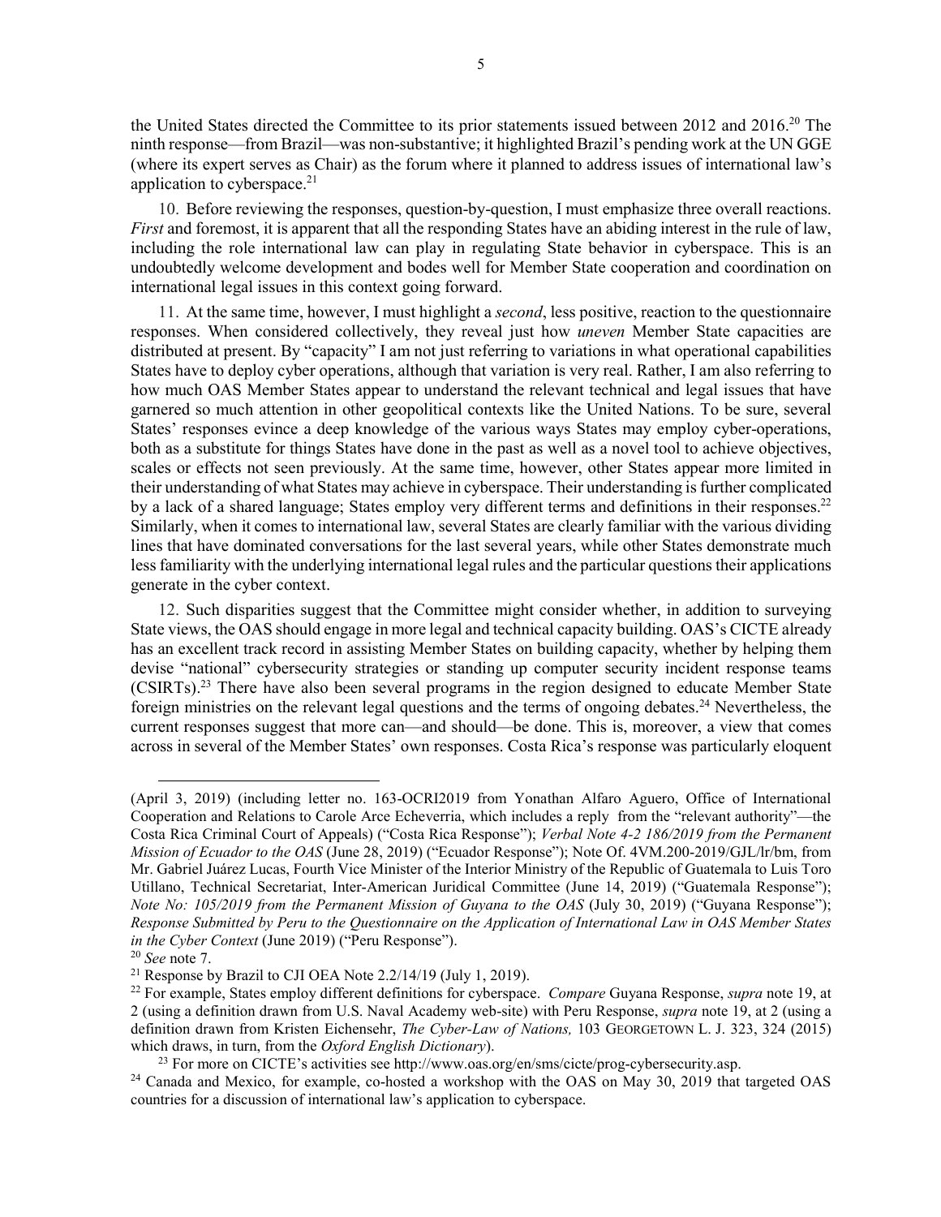the United States directed the Committee to its prior statements issued between 2012 and 2016.[20] The ninth response—from Brazil—was non-substantive; it highlighted Brazil's pending work at the UN GGE (where its expert serves as Chair) as the forum where it planned to address issues of international law's application to cyberspace.[21]

10. Before reviewing the responses, question-by-question, I must emphasize three overall reactions. *First* and foremost, it is apparent that all the responding States have an abiding interest in the rule of law, including the role international law can play in regulating State behavior in cyberspace. This is an undoubtedly welcome development and bodes well for Member State cooperation and coordination on international legal issues in this context going forward.

11. At the same time, however, I must highlight a *second*, less positive, reaction to the questionnaire responses. When considered collectively, they reveal just how *uneven* Member State capacities are distributed at present. By "capacity" I am not just referring to variations in what operational capabilities States have to deploy cyber operations, although that variation is very real. Rather, I am also referring to how much OAS Member States appear to understand the relevant technical and legal issues that have garnered so much attention in other geopolitical contexts like the United Nations. To be sure, several States' responses evince a deep knowledge of the various ways States may employ cyber-operations, both as a substitute for things States have done in the past as well as a novel tool to achieve objectives, scales or effects not seen previously. At the same time, however, other States appear more limited in their understanding of what States may achieve in cyberspace. Their understanding is further complicated by a lack of a shared language; States employ very different terms and definitions in their responses.[22] Similarly, when it comes to international law, several States are clearly familiar with the various dividing lines that have dominated conversations for the last several years, while other States demonstrate much less familiarity with the underlying international legal rules and the particular questions their applications generate in the cyber context.

12. Such disparities suggest that the Committee might consider whether, in addition to surveying State views, the OAS should engage in more legal and technical capacity building. OAS's CICTE already has an excellent track record in assisting Member States on building capacity, whether by helping them devise "national" cybersecurity strategies or standing up computer security incident response teams (CSIRTs).[23] There have also been several programs in the region designed to educate Member State foreign ministries on the relevant legal questions and the terms of ongoing debates.[24] Nevertheless, the current responses suggest that more can—and should—be done. This is, moreover, a view that comes across in several of the Member States' own responses. Costa Rica's response was particularly eloquent

---

(April 3, 2019) (including letter no. 163-OCRI2019 from Yonathan Alfaro Aguero, Office of International Cooperation and Relations to Carole Arce Echeverria, which includes a reply from the "relevant authority"—the Costa Rica Criminal Court of Appeals) ("Costa Rica Response"); *Verbal Note 4-2 186/2019 from the Permanent Mission of Ecuador to the OAS* (June 28, 2019) ("Ecuador Response"); Note Of. 4VM.200-2019/GJL/lr/bm, from Mr. Gabriel Juárez Lucas, Fourth Vice Minister of the Interior Ministry of the Republic of Guatemala to Luis Toro Utillano, Technical Secretariat, Inter-American Juridical Committee (June 14, 2019) ("Guatemala Response"); *Note No: 105/2019 from the Permanent Mission of Guyana to the OAS* (July 30, 2019) ("Guyana Response"); *Response Submitted by Peru to the Questionnaire on the Application of International Law in OAS Member States in the Cyber Context* (June 2019) ("Peru Response").

[20] *See* note 7.

[21] Response by Brazil to CJI OEA Note 2.2/14/19 (July 1, 2019).

[22] For example, States employ different definitions for cyberspace. *Compare* Guyana Response, *supra* note 19, at 2 (using a definition drawn from U.S. Naval Academy web-site) with Peru Response, *supra* note 19, at 2 (using a definition drawn from Kristen Eichensehr, *The Cyber-Law of Nations,* 103 GEORGETOWN L. J. 323, 324 (2015) which draws, in turn, from the *Oxford English Dictionary*).

[23] For more on CICTE's activities see http://www.oas.org/en/sms/cicte/prog-cybersecurity.asp.

[24] Canada and Mexico, for example, co-hosted a workshop with the OAS on May 30, 2019 that targeted OAS countries for a discussion of international law's application to cyberspace.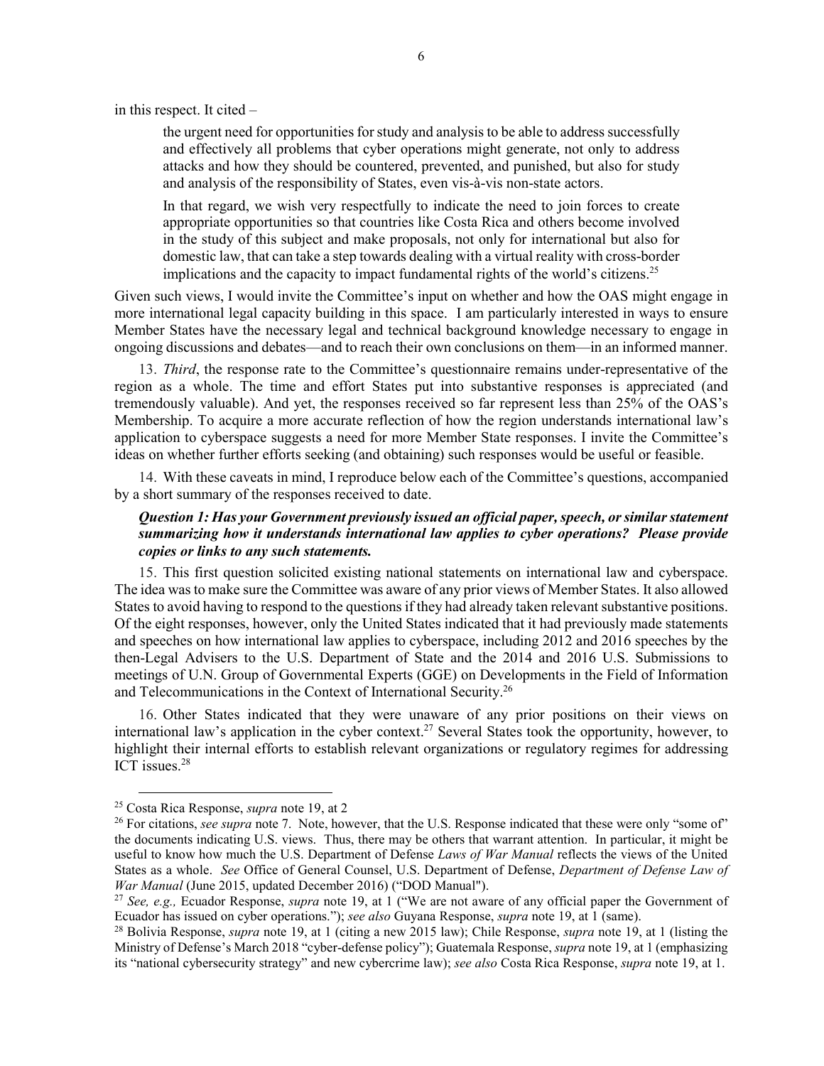in this respect. It cited –

> the urgent need for opportunities for study and analysis to be able to address successfully and effectively all problems that cyber operations might generate, not only to address attacks and how they should be countered, prevented, and punished, but also for study and analysis of the responsibility of States, even vis-à-vis non-state actors.
>
> In that regard, we wish very respectfully to indicate the need to join forces to create appropriate opportunities so that countries like Costa Rica and others become involved in the study of this subject and make proposals, not only for international but also for domestic law, that can take a step towards dealing with a virtual reality with cross-border implications and the capacity to impact fundamental rights of the world's citizens.[25]

Given such views, I would invite the Committee's input on whether and how the OAS might engage in more international legal capacity building in this space. I am particularly interested in ways to ensure Member States have the necessary legal and technical background knowledge necessary to engage in ongoing discussions and debates—and to reach their own conclusions on them—in an informed manner.

13. *Third*, the response rate to the Committee's questionnaire remains under-representative of the region as a whole. The time and effort States put into substantive responses is appreciated (and tremendously valuable). And yet, the responses received so far represent less than 25% of the OAS's Membership. To acquire a more accurate reflection of how the region understands international law's application to cyberspace suggests a need for more Member State responses. I invite the Committee's ideas on whether further efforts seeking (and obtaining) such responses would be useful or feasible.

14. With these caveats in mind, I reproduce below each of the Committee's questions, accompanied by a short summary of the responses received to date.

***Question 1: Has your Government previously issued an official paper, speech, or similar statement summarizing how it understands international law applies to cyber operations? Please provide copies or links to any such statements.***

15. This first question solicited existing national statements on international law and cyberspace. The idea was to make sure the Committee was aware of any prior views of Member States. It also allowed States to avoid having to respond to the questions if they had already taken relevant substantive positions. Of the eight responses, however, only the United States indicated that it had previously made statements and speeches on how international law applies to cyberspace, including 2012 and 2016 speeches by the then-Legal Advisers to the U.S. Department of State and the 2014 and 2016 U.S. Submissions to meetings of U.N. Group of Governmental Experts (GGE) on Developments in the Field of Information and Telecommunications in the Context of International Security.[26]

16. Other States indicated that they were unaware of any prior positions on their views on international law's application in the cyber context.[27] Several States took the opportunity, however, to highlight their internal efforts to establish relevant organizations or regulatory regimes for addressing ICT issues.[28]

---

[25] Costa Rica Response, *supra* note 19, at 2

[26] For citations, *see supra* note 7. Note, however, that the U.S. Response indicated that these were only "some of" the documents indicating U.S. views. Thus, there may be others that warrant attention. In particular, it might be useful to know how much the U.S. Department of Defense *Laws of War Manual* reflects the views of the United States as a whole. *See* Office of General Counsel, U.S. Department of Defense, *Department of Defense Law of War Manual* (June 2015, updated December 2016) ("DOD Manual").

[27] *See, e.g.,* Ecuador Response, *supra* note 19, at 1 ("We are not aware of any official paper the Government of Ecuador has issued on cyber operations."); *see also* Guyana Response, *supra* note 19, at 1 (same).

[28] Bolivia Response, *supra* note 19, at 1 (citing a new 2015 law); Chile Response, *supra* note 19, at 1 (listing the Ministry of Defense's March 2018 "cyber-defense policy"); Guatemala Response, *supra* note 19, at 1 (emphasizing its "national cybersecurity strategy" and new cybercrime law); *see also* Costa Rica Response, *supra* note 19, at 1.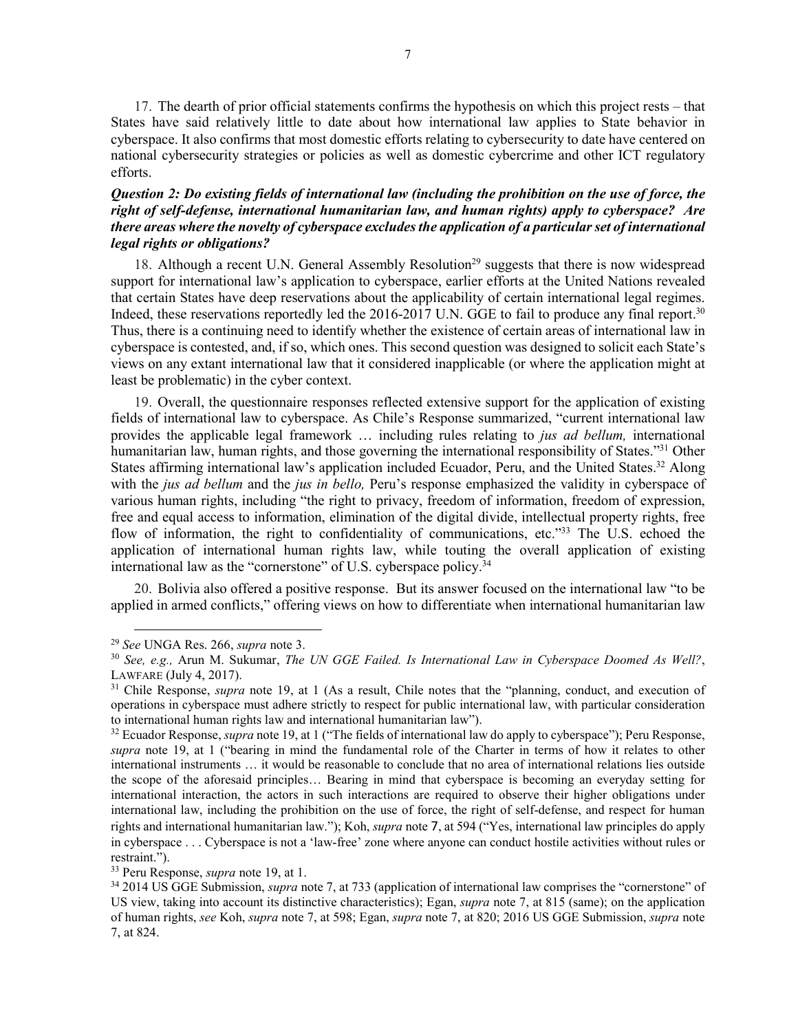17. The dearth of prior official statements confirms the hypothesis on which this project rests – that States have said relatively little to date about how international law applies to State behavior in cyberspace. It also confirms that most domestic efforts relating to cybersecurity to date have centered on national cybersecurity strategies or policies as well as domestic cybercrime and other ICT regulatory efforts.

***Question 2: Do existing fields of international law (including the prohibition on the use of force, the right of self-defense, international humanitarian law, and human rights) apply to cyberspace? Are there areas where the novelty of cyberspace excludes the application of a particular set of international legal rights or obligations?***

18. Although a recent U.N. General Assembly Resolution[29] suggests that there is now widespread support for international law's application to cyberspace, earlier efforts at the United Nations revealed that certain States have deep reservations about the applicability of certain international legal regimes. Indeed, these reservations reportedly led the 2016-2017 U.N. GGE to fail to produce any final report.[30] Thus, there is a continuing need to identify whether the existence of certain areas of international law in cyberspace is contested, and, if so, which ones. This second question was designed to solicit each State's views on any extant international law that it considered inapplicable (or where the application might at least be problematic) in the cyber context.

19. Overall, the questionnaire responses reflected extensive support for the application of existing fields of international law to cyberspace. As Chile's Response summarized, "current international law provides the applicable legal framework … including rules relating to *jus ad bellum,* international humanitarian law, human rights, and those governing the international responsibility of States."[31] Other States affirming international law's application included Ecuador, Peru, and the United States.[32] Along with the *jus ad bellum* and the *jus in bello,* Peru's response emphasized the validity in cyberspace of various human rights, including "the right to privacy, freedom of information, freedom of expression, free and equal access to information, elimination of the digital divide, intellectual property rights, free flow of information, the right to confidentiality of communications, etc."[33] The U.S. echoed the application of international human rights law, while touting the overall application of existing international law as the "cornerstone" of U.S. cyberspace policy.[34]

20. Bolivia also offered a positive response. But its answer focused on the international law "to be applied in armed conflicts," offering views on how to differentiate when international humanitarian law

---

[29] *See* UNGA Res. 266, *supra* note 3.

[30] *See, e.g.,* Arun M. Sukumar, *The UN GGE Failed. Is International Law in Cyberspace Doomed As Well?*, LAWFARE (July 4, 2017).

[31] Chile Response, *supra* note 19, at 1 (As a result, Chile notes that the "planning, conduct, and execution of operations in cyberspace must adhere strictly to respect for public international law, with particular consideration to international human rights law and international humanitarian law").

[32] Ecuador Response, *supra* note 19, at 1 ("The fields of international law do apply to cyberspace"); Peru Response, *supra* note 19, at 1 ("bearing in mind the fundamental role of the Charter in terms of how it relates to other international instruments … it would be reasonable to conclude that no area of international relations lies outside the scope of the aforesaid principles… Bearing in mind that cyberspace is becoming an everyday setting for international interaction, the actors in such interactions are required to observe their higher obligations under international law, including the prohibition on the use of force, the right of self-defense, and respect for human rights and international humanitarian law."); Koh, *supra* note 7, at 594 ("Yes, international law principles do apply in cyberspace . . . Cyberspace is not a 'law-free' zone where anyone can conduct hostile activities without rules or restraint.").

[33] Peru Response, *supra* note 19, at 1.

[34] 2014 US GGE Submission, *supra* note 7, at 733 (application of international law comprises the "cornerstone" of US view, taking into account its distinctive characteristics); Egan, *supra* note 7, at 815 (same); on the application of human rights, *see* Koh, *supra* note 7, at 598; Egan, *supra* note 7, at 820; 2016 US GGE Submission, *supra* note 7, at 824.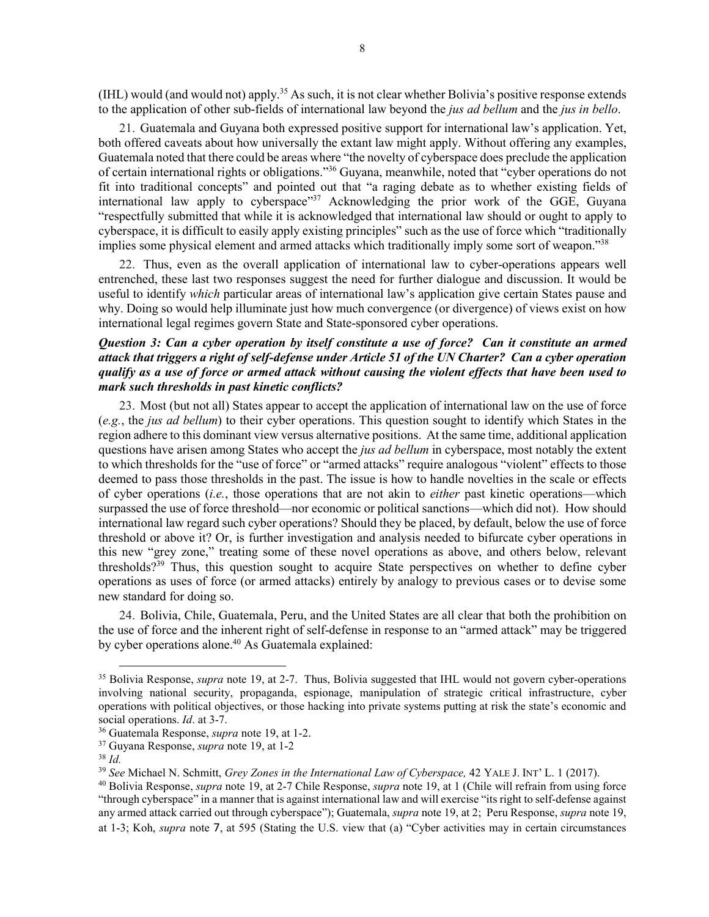(IHL) would (and would not) apply.[35] As such, it is not clear whether Bolivia's positive response extends to the application of other sub-fields of international law beyond the *jus ad bellum* and the *jus in bello*.

21. Guatemala and Guyana both expressed positive support for international law's application. Yet, both offered caveats about how universally the extant law might apply. Without offering any examples, Guatemala noted that there could be areas where "the novelty of cyberspace does preclude the application of certain international rights or obligations."[36] Guyana, meanwhile, noted that "cyber operations do not fit into traditional concepts" and pointed out that "a raging debate as to whether existing fields of international law apply to cyberspace"[37] Acknowledging the prior work of the GGE, Guyana "respectfully submitted that while it is acknowledged that international law should or ought to apply to cyberspace, it is difficult to easily apply existing principles" such as the use of force which "traditionally implies some physical element and armed attacks which traditionally imply some sort of weapon."[38]

22. Thus, even as the overall application of international law to cyber-operations appears well entrenched, these last two responses suggest the need for further dialogue and discussion. It would be useful to identify *which* particular areas of international law's application give certain States pause and why. Doing so would help illuminate just how much convergence (or divergence) of views exist on how international legal regimes govern State and State-sponsored cyber operations.

### *Question 3: Can a cyber operation by itself constitute a use of force? Can it constitute an armed attack that triggers a right of self-defense under Article 51 of the UN Charter? Can a cyber operation qualify as a use of force or armed attack without causing the violent effects that have been used to mark such thresholds in past kinetic conflicts?*

23. Most (but not all) States appear to accept the application of international law on the use of force (*e.g.*, the *jus ad bellum*) to their cyber operations. This question sought to identify which States in the region adhere to this dominant view versus alternative positions. At the same time, additional application questions have arisen among States who accept the *jus ad bellum* in cyberspace, most notably the extent to which thresholds for the "use of force" or "armed attacks" require analogous "violent" effects to those deemed to pass those thresholds in the past. The issue is how to handle novelties in the scale or effects of cyber operations (*i.e.*, those operations that are not akin to *either* past kinetic operations—which surpassed the use of force threshold—nor economic or political sanctions—which did not). How should international law regard such cyber operations? Should they be placed, by default, below the use of force threshold or above it? Or, is further investigation and analysis needed to bifurcate cyber operations in this new "grey zone," treating some of these novel operations as above, and others below, relevant thresholds?[39] Thus, this question sought to acquire State perspectives on whether to define cyber operations as uses of force (or armed attacks) entirely by analogy to previous cases or to devise some new standard for doing so.

24. Bolivia, Chile, Guatemala, Peru, and the United States are all clear that both the prohibition on the use of force and the inherent right of self-defense in response to an "armed attack" may be triggered by cyber operations alone.[40] As Guatemala explained:

---

[35] Bolivia Response, *supra* note 19, at 2-7. Thus, Bolivia suggested that IHL would not govern cyber-operations involving national security, propaganda, espionage, manipulation of strategic critical infrastructure, cyber operations with political objectives, or those hacking into private systems putting at risk the state's economic and social operations. *Id*. at 3-7.

[36] Guatemala Response, *supra* note 19, at 1-2.

[37] Guyana Response, *supra* note 19, at 1-2

[38] *Id.*

[39] *See* Michael N. Schmitt, *Grey Zones in the International Law of Cyberspace,* 42 YALE J. INT' L. 1 (2017).

[40] Bolivia Response, *supra* note 19, at 2-7 Chile Response, *supra* note 19, at 1 (Chile will refrain from using force "through cyberspace" in a manner that is against international law and will exercise "its right to self-defense against any armed attack carried out through cyberspace"); Guatemala, *supra* note 19, at 2; Peru Response, *supra* note 19, at 1-3; Koh, *supra* note 7, at 595 (Stating the U.S. view that (a) "Cyber activities may in certain circumstances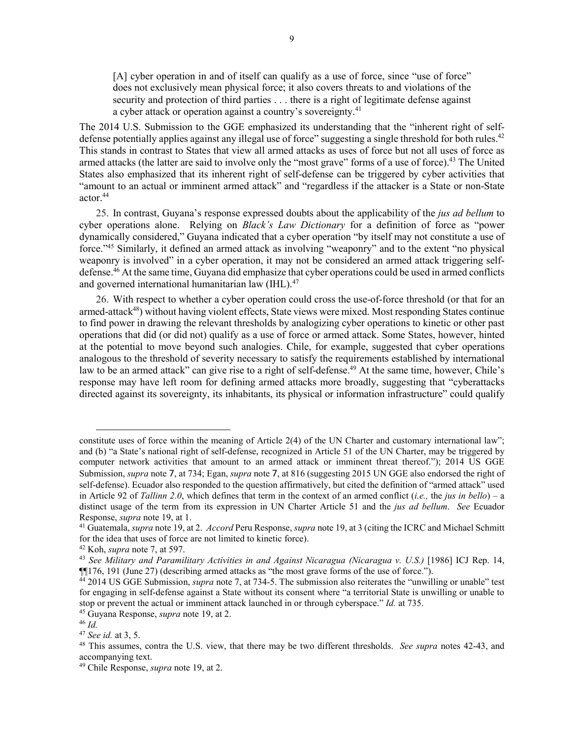> [A] cyber operation in and of itself can qualify as a use of force, since "use of force" does not exclusively mean physical force; it also covers threats to and violations of the security and protection of third parties . . . there is a right of legitimate defense against a cyber attack or operation against a country's sovereignty.[41]

The 2014 U.S. Submission to the GGE emphasized its understanding that the "inherent right of self-defense potentially applies against any illegal use of force" suggesting a single threshold for both rules.[42] This stands in contrast to States that view all armed attacks as uses of force but not all uses of force as armed attacks (the latter are said to involve only the "most grave" forms of a use of force).[43] The United States also emphasized that its inherent right of self-defense can be triggered by cyber activities that "amount to an actual or imminent armed attack" and "regardless if the attacker is a State or non-State actor.[44]

25. In contrast, Guyana's response expressed doubts about the applicability of the *jus ad bellum* to cyber operations alone. Relying on *Black's Law Dictionary* for a definition of force as "power dynamically considered," Guyana indicated that a cyber operation "by itself may not constitute a use of force."[45] Similarly, it defined an armed attack as involving "weaponry" and to the extent "no physical weaponry is involved" in a cyber operation, it may not be considered an armed attack triggering self-defense.[46] At the same time, Guyana did emphasize that cyber operations could be used in armed conflicts and governed international humanitarian law (IHL).[47]

26. With respect to whether a cyber operation could cross the use-of-force threshold (or that for an armed-attack[48]) without having violent effects, State views were mixed. Most responding States continue to find power in drawing the relevant thresholds by analogizing cyber operations to kinetic or other past operations that did (or did not) qualify as a use of force or armed attack. Some States, however, hinted at the potential to move beyond such analogies. Chile, for example, suggested that cyber operations analogous to the threshold of severity necessary to satisfy the requirements established by international law to be an armed attack" can give rise to a right of self-defense.[49] At the same time, however, Chile's response may have left room for defining armed attacks more broadly, suggesting that "cyberattacks directed against its sovereignty, its inhabitants, its physical or information infrastructure" could qualify

---

constitute uses of force within the meaning of Article 2(4) of the UN Charter and customary international law"; and (b) "a State's national right of self-defense, recognized in Article 51 of the UN Charter, may be triggered by computer network activities that amount to an armed attack or imminent threat thereof."); 2014 US GGE Submission, *supra* note 7, at 734; Egan, *supra* note 7, at 816 (suggesting 2015 UN GGE also endorsed the right of self-defense). Ecuador also responded to the question affirmatively, but cited the definition of "armed attack" used in Article 92 of *Tallinn 2.0*, which defines that term in the context of an armed conflict (*i.e.,* the *jus in bello*) – a distinct usage of the term from its expression in UN Charter Article 51 and the *jus ad bellum*. *See* Ecuador Response, *supra* note 19, at 1.

[41] Guatemala, *supra* note 19, at 2. *Accord* Peru Response, *supra* note 19, at 3 (citing the ICRC and Michael Schmitt for the idea that uses of force are not limited to kinetic force).

[42] Koh, *supra* note 7, at 597.

[43] *See Military and Paramilitary Activities in and Against Nicaragua (Nicaragua v. U.S.)* [1986] ICJ Rep. 14, ¶¶176, 191 (June 27) (describing armed attacks as "the most grave forms of the use of force.").

[44] 2014 US GGE Submission, *supra* note 7, at 734-5. The submission also reiterates the "unwilling or unable" test for engaging in self-defense against a State without its consent where "a territorial State is unwilling or unable to stop or prevent the actual or imminent attack launched in or through cyberspace." *Id.* at 735.

[45] Guyana Response, *supra* note 19, at 2.

[46] *Id.*

[47] *See id.* at 3, 5.

[48] This assumes, contra the U.S. view, that there may be two different thresholds. *See supra* notes 42-43, and accompanying text.

[49] Chile Response, *supra* note 19, at 2.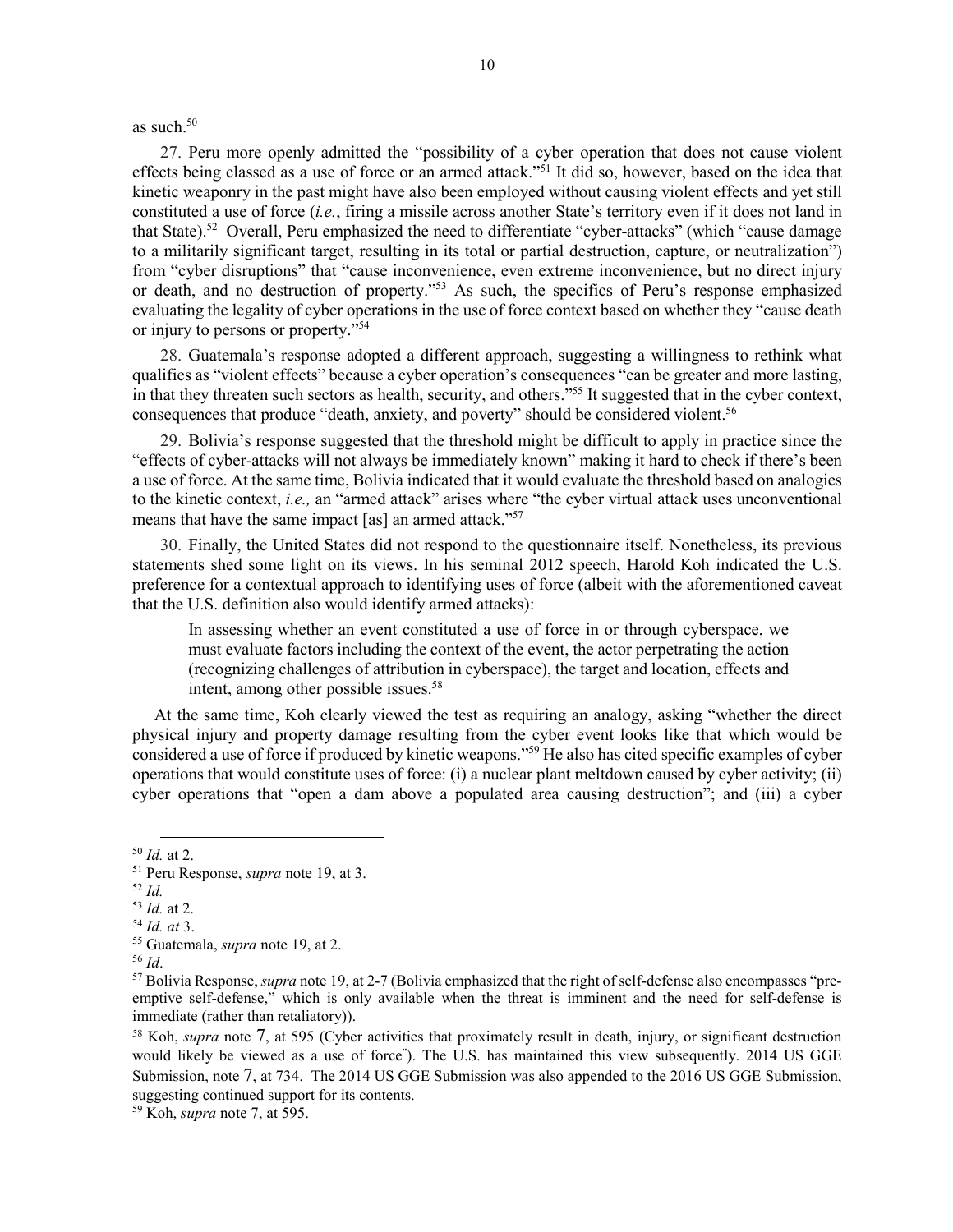as such.[50]

27. Peru more openly admitted the "possibility of a cyber operation that does not cause violent effects being classed as a use of force or an armed attack."[51] It did so, however, based on the idea that kinetic weaponry in the past might have also been employed without causing violent effects and yet still constituted a use of force (*i.e.*, firing a missile across another State's territory even if it does not land in that State).[52] Overall, Peru emphasized the need to differentiate "cyber-attacks" (which "cause damage to a militarily significant target, resulting in its total or partial destruction, capture, or neutralization") from "cyber disruptions" that "cause inconvenience, even extreme inconvenience, but no direct injury or death, and no destruction of property."[53] As such, the specifics of Peru's response emphasized evaluating the legality of cyber operations in the use of force context based on whether they "cause death or injury to persons or property."[54]

28. Guatemala's response adopted a different approach, suggesting a willingness to rethink what qualifies as "violent effects" because a cyber operation's consequences "can be greater and more lasting, in that they threaten such sectors as health, security, and others."[55] It suggested that in the cyber context, consequences that produce "death, anxiety, and poverty" should be considered violent.[56]

29. Bolivia's response suggested that the threshold might be difficult to apply in practice since the "effects of cyber-attacks will not always be immediately known" making it hard to check if there's been a use of force. At the same time, Bolivia indicated that it would evaluate the threshold based on analogies to the kinetic context, *i.e.,* an "armed attack" arises where "the cyber virtual attack uses unconventional means that have the same impact [as] an armed attack."[57]

30. Finally, the United States did not respond to the questionnaire itself. Nonetheless, its previous statements shed some light on its views. In his seminal 2012 speech, Harold Koh indicated the U.S. preference for a contextual approach to identifying uses of force (albeit with the aforementioned caveat that the U.S. definition also would identify armed attacks):

> In assessing whether an event constituted a use of force in or through cyberspace, we must evaluate factors including the context of the event, the actor perpetrating the action (recognizing challenges of attribution in cyberspace), the target and location, effects and intent, among other possible issues.[58]

At the same time, Koh clearly viewed the test as requiring an analogy, asking "whether the direct physical injury and property damage resulting from the cyber event looks like that which would be considered a use of force if produced by kinetic weapons."[59] He also has cited specific examples of cyber operations that would constitute uses of force: (i) a nuclear plant meltdown caused by cyber activity; (ii) cyber operations that "open a dam above a populated area causing destruction"; and (iii) a cyber

---

[50] *Id.* at 2.

[51] Peru Response, *supra* note 19, at 3.

[52] *Id.*

[53] *Id.* at 2.

[54] *Id. at* 3.

[55] Guatemala, *supra* note 19, at 2.

[56] *Id*.

[57] Bolivia Response, *supra* note 19, at 2-7 (Bolivia emphasized that the right of self-defense also encompasses "pre-emptive self-defense," which is only available when the threat is imminent and the need for self-defense is immediate (rather than retaliatory)).

[58] Koh, *supra* note 7, at 595 (Cyber activities that proximately result in death, injury, or significant destruction would likely be viewed as a use of force"). The U.S. has maintained this view subsequently. 2014 US GGE Submission, note 7, at 734. The 2014 US GGE Submission was also appended to the 2016 US GGE Submission, suggesting continued support for its contents.

[59] Koh, *supra* note 7, at 595.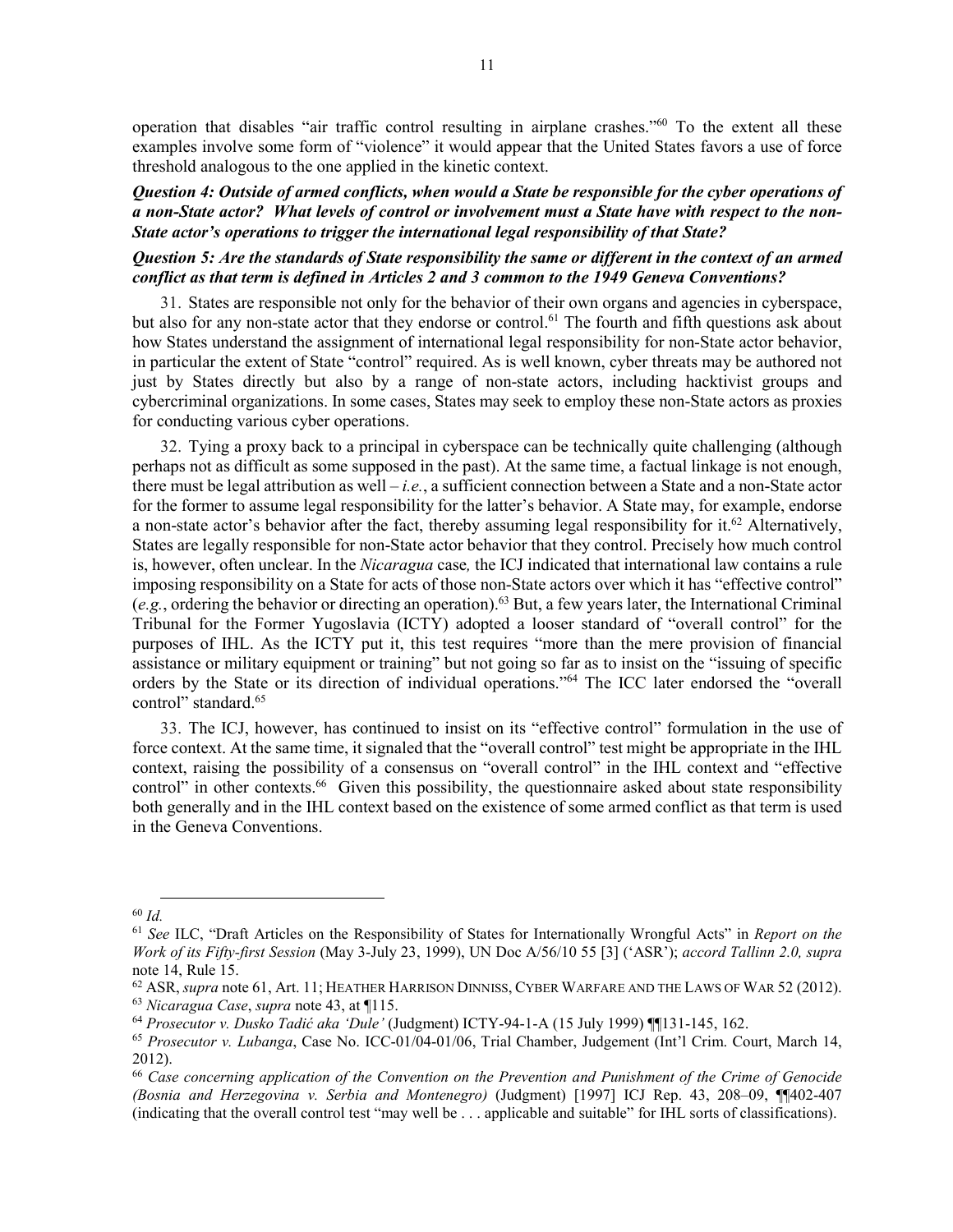operation that disables "air traffic control resulting in airplane crashes."[60] To the extent all these examples involve some form of "violence" it would appear that the United States favors a use of force threshold analogous to the one applied in the kinetic context.

***Question 4: Outside of armed conflicts, when would a State be responsible for the cyber operations of a non-State actor? What levels of control or involvement must a State have with respect to the non-State actor's operations to trigger the international legal responsibility of that State?***

***Question 5: Are the standards of State responsibility the same or different in the context of an armed conflict as that term is defined in Articles 2 and 3 common to the 1949 Geneva Conventions?***

31. States are responsible not only for the behavior of their own organs and agencies in cyberspace, but also for any non-state actor that they endorse or control.[61] The fourth and fifth questions ask about how States understand the assignment of international legal responsibility for non-State actor behavior, in particular the extent of State "control" required. As is well known, cyber threats may be authored not just by States directly but also by a range of non-state actors, including hacktivist groups and cybercriminal organizations. In some cases, States may seek to employ these non-State actors as proxies for conducting various cyber operations.

32. Tying a proxy back to a principal in cyberspace can be technically quite challenging (although perhaps not as difficult as some supposed in the past). At the same time, a factual linkage is not enough, there must be legal attribution as well – *i.e.*, a sufficient connection between a State and a non-State actor for the former to assume legal responsibility for the latter's behavior. A State may, for example, endorse a non-state actor's behavior after the fact, thereby assuming legal responsibility for it.[62] Alternatively, States are legally responsible for non-State actor behavior that they control. Precisely how much control is, however, often unclear. In the *Nicaragua* case*,* the ICJ indicated that international law contains a rule imposing responsibility on a State for acts of those non-State actors over which it has "effective control" (*e.g.*, ordering the behavior or directing an operation).[63] But, a few years later, the International Criminal Tribunal for the Former Yugoslavia (ICTY) adopted a looser standard of "overall control" for the purposes of IHL. As the ICTY put it, this test requires "more than the mere provision of financial assistance or military equipment or training" but not going so far as to insist on the "issuing of specific orders by the State or its direction of individual operations."[64] The ICC later endorsed the "overall control" standard.[65]

33. The ICJ, however, has continued to insist on its "effective control" formulation in the use of force context. At the same time, it signaled that the "overall control" test might be appropriate in the IHL context, raising the possibility of a consensus on "overall control" in the IHL context and "effective control" in other contexts.[66] Given this possibility, the questionnaire asked about state responsibility both generally and in the IHL context based on the existence of some armed conflict as that term is used in the Geneva Conventions.

---

[60] *Id.*

[61] *See* ILC, "Draft Articles on the Responsibility of States for Internationally Wrongful Acts" in *Report on the Work of its Fifty-first Session* (May 3-July 23, 1999), UN Doc A/56/10 55 [3] ('ASR'); *accord Tallinn 2.0, supra* note 14, Rule 15.

[62] ASR, *supra* note 61, Art. 11; HEATHER HARRISON DINNISS, CYBER WARFARE AND THE LAWS OF WAR 52 (2012).

[63] *Nicaragua Case*, *supra* note 43, at ¶115.

[64] *Prosecutor v. Dusko Tadić aka 'Dule'* (Judgment) ICTY-94-1-A (15 July 1999) ¶¶131-145, 162.

[65] *Prosecutor v. Lubanga*, Case No. ICC-01/04-01/06, Trial Chamber, Judgement (Int'l Crim. Court, March 14, 2012).

[66] *Case concerning application of the Convention on the Prevention and Punishment of the Crime of Genocide (Bosnia and Herzegovina v. Serbia and Montenegro)* (Judgment) [1997] ICJ Rep. 43, 208–09, ¶¶402-407 (indicating that the overall control test "may well be . . . applicable and suitable" for IHL sorts of classifications).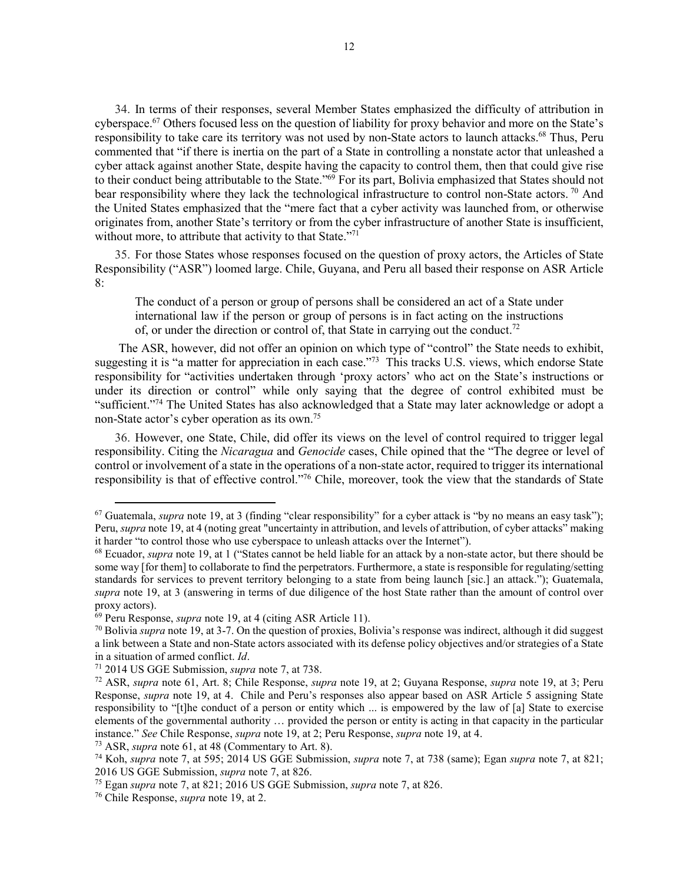34. In terms of their responses, several Member States emphasized the difficulty of attribution in cyberspace.[67] Others focused less on the question of liability for proxy behavior and more on the State's responsibility to take care its territory was not used by non-State actors to launch attacks.[68] Thus, Peru commented that "if there is inertia on the part of a State in controlling a nonstate actor that unleashed a cyber attack against another State, despite having the capacity to control them, then that could give rise to their conduct being attributable to the State."[69] For its part, Bolivia emphasized that States should not bear responsibility where they lack the technological infrastructure to control non-State actors.[70] And the United States emphasized that the "mere fact that a cyber activity was launched from, or otherwise originates from, another State's territory or from the cyber infrastructure of another State is insufficient, without more, to attribute that activity to that State."[71]

35. For those States whose responses focused on the question of proxy actors, the Articles of State Responsibility ("ASR") loomed large. Chile, Guyana, and Peru all based their response on ASR Article 8:

> The conduct of a person or group of persons shall be considered an act of a State under international law if the person or group of persons is in fact acting on the instructions of, or under the direction or control of, that State in carrying out the conduct.[72]

The ASR, however, did not offer an opinion on which type of "control" the State needs to exhibit, suggesting it is "a matter for appreciation in each case."[73] This tracks U.S. views, which endorse State responsibility for "activities undertaken through 'proxy actors' who act on the State's instructions or under its direction or control" while only saying that the degree of control exhibited must be "sufficient."[74] The United States has also acknowledged that a State may later acknowledge or adopt a non-State actor's cyber operation as its own.[75]

36. However, one State, Chile, did offer its views on the level of control required to trigger legal responsibility. Citing the *Nicaragua* and *Genocide* cases, Chile opined that the "The degree or level of control or involvement of a state in the operations of a non-state actor, required to trigger its international responsibility is that of effective control."[76] Chile, moreover, took the view that the standards of State

---

[67] Guatemala, *supra* note 19, at 3 (finding "clear responsibility" for a cyber attack is "by no means an easy task"); Peru, *supra* note 19, at 4 (noting great "uncertainty in attribution, and levels of attribution, of cyber attacks" making it harder "to control those who use cyberspace to unleash attacks over the Internet").

[68] Ecuador, *supra* note 19, at 1 ("States cannot be held liable for an attack by a non-state actor, but there should be some way [for them] to collaborate to find the perpetrators. Furthermore, a state is responsible for regulating/setting standards for services to prevent territory belonging to a state from being launch [sic.] an attack."); Guatemala, *supra* note 19, at 3 (answering in terms of due diligence of the host State rather than the amount of control over proxy actors).

[69] Peru Response, *supra* note 19, at 4 (citing ASR Article 11).

[70] Bolivia *supra* note 19, at 3-7. On the question of proxies, Bolivia's response was indirect, although it did suggest a link between a State and non-State actors associated with its defense policy objectives and/or strategies of a State in a situation of armed conflict. *Id*.

[71] 2014 US GGE Submission, *supra* note 7, at 738.

[72] ASR, *supra* note 61, Art. 8; Chile Response, *supra* note 19, at 2; Guyana Response, *supra* note 19, at 3; Peru Response, *supra* note 19, at 4. Chile and Peru's responses also appear based on ASR Article 5 assigning State responsibility to "[t]he conduct of a person or entity which ... is empowered by the law of [a] State to exercise elements of the governmental authority … provided the person or entity is acting in that capacity in the particular instance." *See* Chile Response, *supra* note 19, at 2; Peru Response, *supra* note 19, at 4.

[73] ASR, *supra* note 61, at 48 (Commentary to Art. 8).

[74] Koh, *supra* note 7, at 595; 2014 US GGE Submission, *supra* note 7, at 738 (same); Egan *supra* note 7, at 821; 2016 US GGE Submission, *supra* note 7, at 826.

[75] Egan *supra* note 7, at 821; 2016 US GGE Submission, *supra* note 7, at 826.

[76] Chile Response, *supra* note 19, at 2.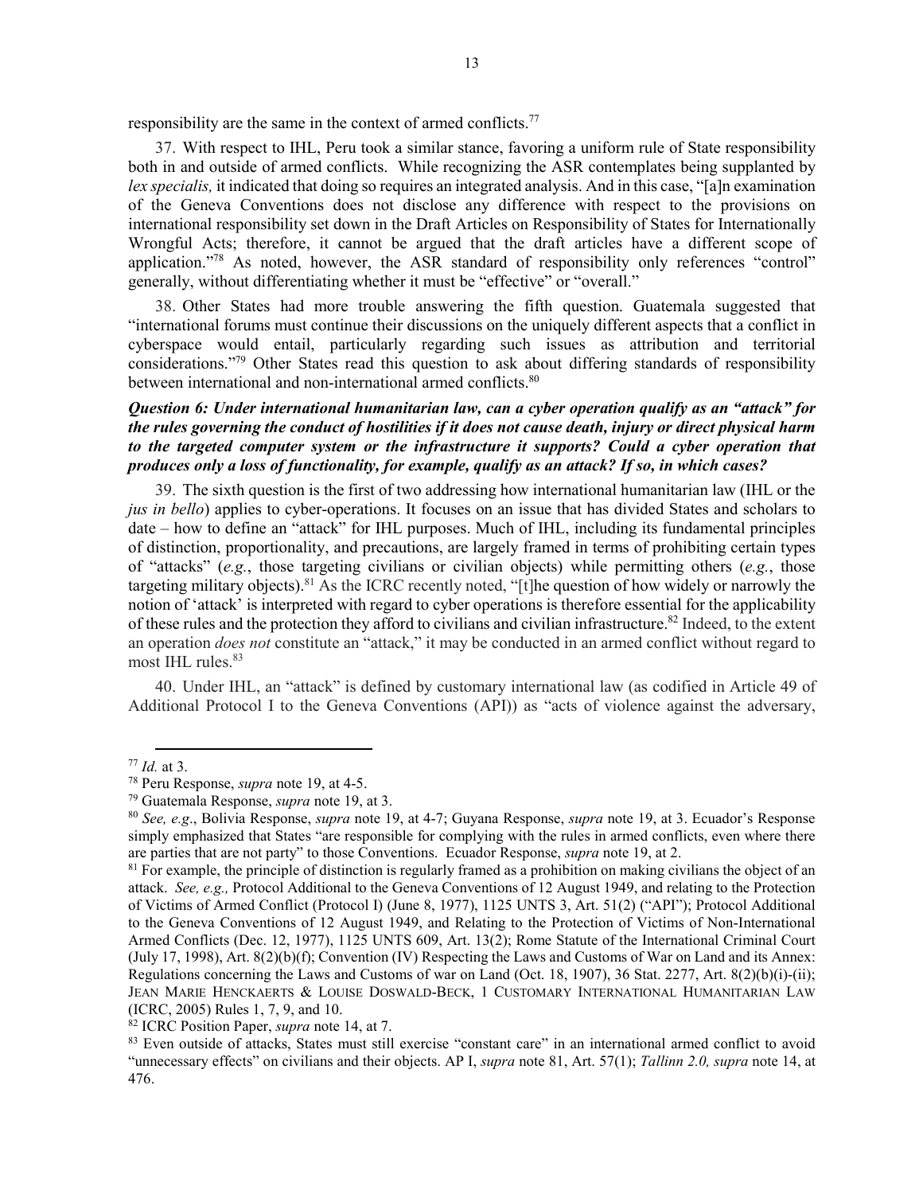responsibility are the same in the context of armed conflicts.[77]

37. With respect to IHL, Peru took a similar stance, favoring a uniform rule of State responsibility both in and outside of armed conflicts. While recognizing the ASR contemplates being supplanted by *lex specialis,* it indicated that doing so requires an integrated analysis. And in this case, "[a]n examination of the Geneva Conventions does not disclose any difference with respect to the provisions on international responsibility set down in the Draft Articles on Responsibility of States for Internationally Wrongful Acts; therefore, it cannot be argued that the draft articles have a different scope of application."[78] As noted, however, the ASR standard of responsibility only references "control" generally, without differentiating whether it must be "effective" or "overall."

38. Other States had more trouble answering the fifth question. Guatemala suggested that "international forums must continue their discussions on the uniquely different aspects that a conflict in cyberspace would entail, particularly regarding such issues as attribution and territorial considerations."[79] Other States read this question to ask about differing standards of responsibility between international and non-international armed conflicts.[80]

***Question 6: Under international humanitarian law, can a cyber operation qualify as an "attack" for the rules governing the conduct of hostilities if it does not cause death, injury or direct physical harm to the targeted computer system or the infrastructure it supports? Could a cyber operation that produces only a loss of functionality, for example, qualify as an attack? If so, in which cases?***

39. The sixth question is the first of two addressing how international humanitarian law (IHL or the *jus in bello*) applies to cyber-operations. It focuses on an issue that has divided States and scholars to date – how to define an "attack" for IHL purposes. Much of IHL, including its fundamental principles of distinction, proportionality, and precautions, are largely framed in terms of prohibiting certain types of "attacks" (*e.g.*, those targeting civilians or civilian objects) while permitting others (*e.g.*, those targeting military objects).[81] As the ICRC recently noted, "[t]he question of how widely or narrowly the notion of 'attack' is interpreted with regard to cyber operations is therefore essential for the applicability of these rules and the protection they afford to civilians and civilian infrastructure.[82] Indeed, to the extent an operation *does not* constitute an "attack," it may be conducted in an armed conflict without regard to most IHL rules.[83]

40. Under IHL, an "attack" is defined by customary international law (as codified in Article 49 of Additional Protocol I to the Geneva Conventions (API)) as "acts of violence against the adversary,

---

[77] *Id.* at 3.

[78] Peru Response, *supra* note 19, at 4-5.

[79] Guatemala Response, *supra* note 19, at 3.

[80] *See, e.g*., Bolivia Response, *supra* note 19, at 4-7; Guyana Response, *supra* note 19, at 3. Ecuador's Response simply emphasized that States "are responsible for complying with the rules in armed conflicts, even where there are parties that are not party" to those Conventions. Ecuador Response, *supra* note 19, at 2.

[81] For example, the principle of distinction is regularly framed as a prohibition on making civilians the object of an attack. *See, e.g.,* Protocol Additional to the Geneva Conventions of 12 August 1949, and relating to the Protection of Victims of Armed Conflict (Protocol I) (June 8, 1977), 1125 UNTS 3, Art. 51(2) ("API"); Protocol Additional to the Geneva Conventions of 12 August 1949, and Relating to the Protection of Victims of Non-International Armed Conflicts (Dec. 12, 1977), 1125 UNTS 609, Art. 13(2); Rome Statute of the International Criminal Court (July 17, 1998), Art. 8(2)(b)(f); Convention (IV) Respecting the Laws and Customs of War on Land and its Annex: Regulations concerning the Laws and Customs of war on Land (Oct. 18, 1907), 36 Stat. 2277, Art. 8(2)(b)(i)-(ii); JEAN MARIE HENCKAERTS & LOUISE DOSWALD-BECK, 1 CUSTOMARY INTERNATIONAL HUMANITARIAN LAW (ICRC, 2005) Rules 1, 7, 9, and 10.

[82] ICRC Position Paper, *supra* note 14, at 7.

[83] Even outside of attacks, States must still exercise "constant care" in an international armed conflict to avoid "unnecessary effects" on civilians and their objects. AP I, *supra* note 81, Art. 57(1); *Tallinn 2.0, supra* note 14, at 476.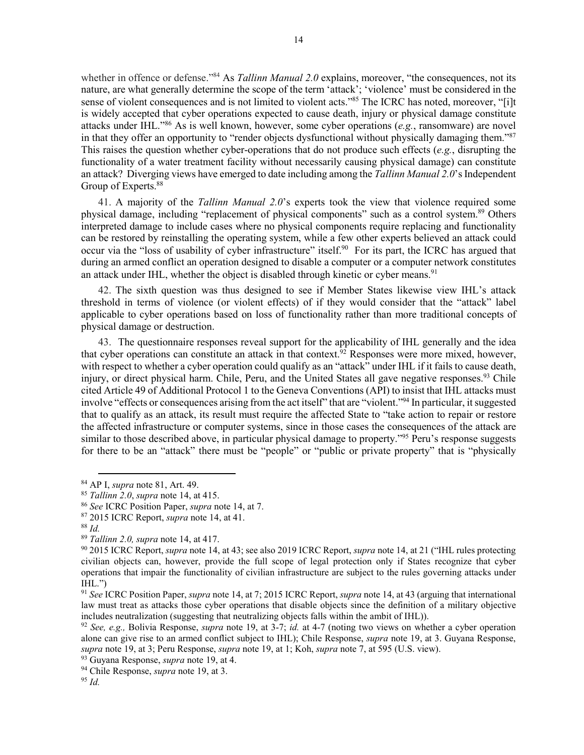whether in offence or defense."[84] As *Tallinn Manual 2.0* explains, moreover, "the consequences, not its nature, are what generally determine the scope of the term 'attack'; 'violence' must be considered in the sense of violent consequences and is not limited to violent acts."[85] The ICRC has noted, moreover, "[i]t is widely accepted that cyber operations expected to cause death, injury or physical damage constitute attacks under IHL."[86] As is well known, however, some cyber operations (*e.g.*, ransomware) are novel in that they offer an opportunity to "render objects dysfunctional without physically damaging them."[87] This raises the question whether cyber-operations that do not produce such effects (*e.g.*, disrupting the functionality of a water treatment facility without necessarily causing physical damage) can constitute an attack? Diverging views have emerged to date including among the *Tallinn Manual 2.0*'s Independent Group of Experts.[88]

41. A majority of the *Tallinn Manual 2.0*'s experts took the view that violence required some physical damage, including "replacement of physical components" such as a control system.[89] Others interpreted damage to include cases where no physical components require replacing and functionality can be restored by reinstalling the operating system, while a few other experts believed an attack could occur via the "loss of usability of cyber infrastructure" itself.[90] For its part, the ICRC has argued that during an armed conflict an operation designed to disable a computer or a computer network constitutes an attack under IHL, whether the object is disabled through kinetic or cyber means.[91]

42. The sixth question was thus designed to see if Member States likewise view IHL's attack threshold in terms of violence (or violent effects) of if they would consider that the "attack" label applicable to cyber operations based on loss of functionality rather than more traditional concepts of physical damage or destruction.

43. The questionnaire responses reveal support for the applicability of IHL generally and the idea that cyber operations can constitute an attack in that context.[92] Responses were more mixed, however, with respect to whether a cyber operation could qualify as an "attack" under IHL if it fails to cause death, injury, or direct physical harm. Chile, Peru, and the United States all gave negative responses.[93] Chile cited Article 49 of Additional Protocol 1 to the Geneva Conventions (API) to insist that IHL attacks must involve "effects or consequences arising from the act itself" that are "violent."[94] In particular, it suggested that to qualify as an attack, its result must require the affected State to "take action to repair or restore the affected infrastructure or computer systems, since in those cases the consequences of the attack are similar to those described above, in particular physical damage to property."[95] Peru's response suggests for there to be an "attack" there must be "people" or "public or private property" that is "physically

---

[84] AP I, *supra* note 81, Art. 49.

[85] *Tallinn 2.0*, *supra* note 14, at 415.

[86] *See* ICRC Position Paper, *supra* note 14, at 7.

[87] 2015 ICRC Report, *supra* note 14, at 41.

[88] *Id.*

[89] *Tallinn 2.0, supra* note 14, at 417.

[90] 2015 ICRC Report, *supra* note 14, at 43; see also 2019 ICRC Report, *supra* note 14, at 21 ("IHL rules protecting civilian objects can, however, provide the full scope of legal protection only if States recognize that cyber operations that impair the functionality of civilian infrastructure are subject to the rules governing attacks under IHL.")

[91] *See* ICRC Position Paper, *supra* note 14, at 7; 2015 ICRC Report, *supra* note 14, at 43 (arguing that international law must treat as attacks those cyber operations that disable objects since the definition of a military objective includes neutralization (suggesting that neutralizing objects falls within the ambit of IHL)).

[92] *See, e.g.,* Bolivia Response, *supra* note 19, at 3-7; *id.* at 4-7 (noting two views on whether a cyber operation alone can give rise to an armed conflict subject to IHL); Chile Response, *supra* note 19, at 3. Guyana Response, *supra* note 19, at 3; Peru Response, *supra* note 19, at 1; Koh, *supra* note 7, at 595 (U.S. view).

[93] Guyana Response, *supra* note 19, at 4.

[94] Chile Response, *supra* note 19, at 3.

[95] *Id.*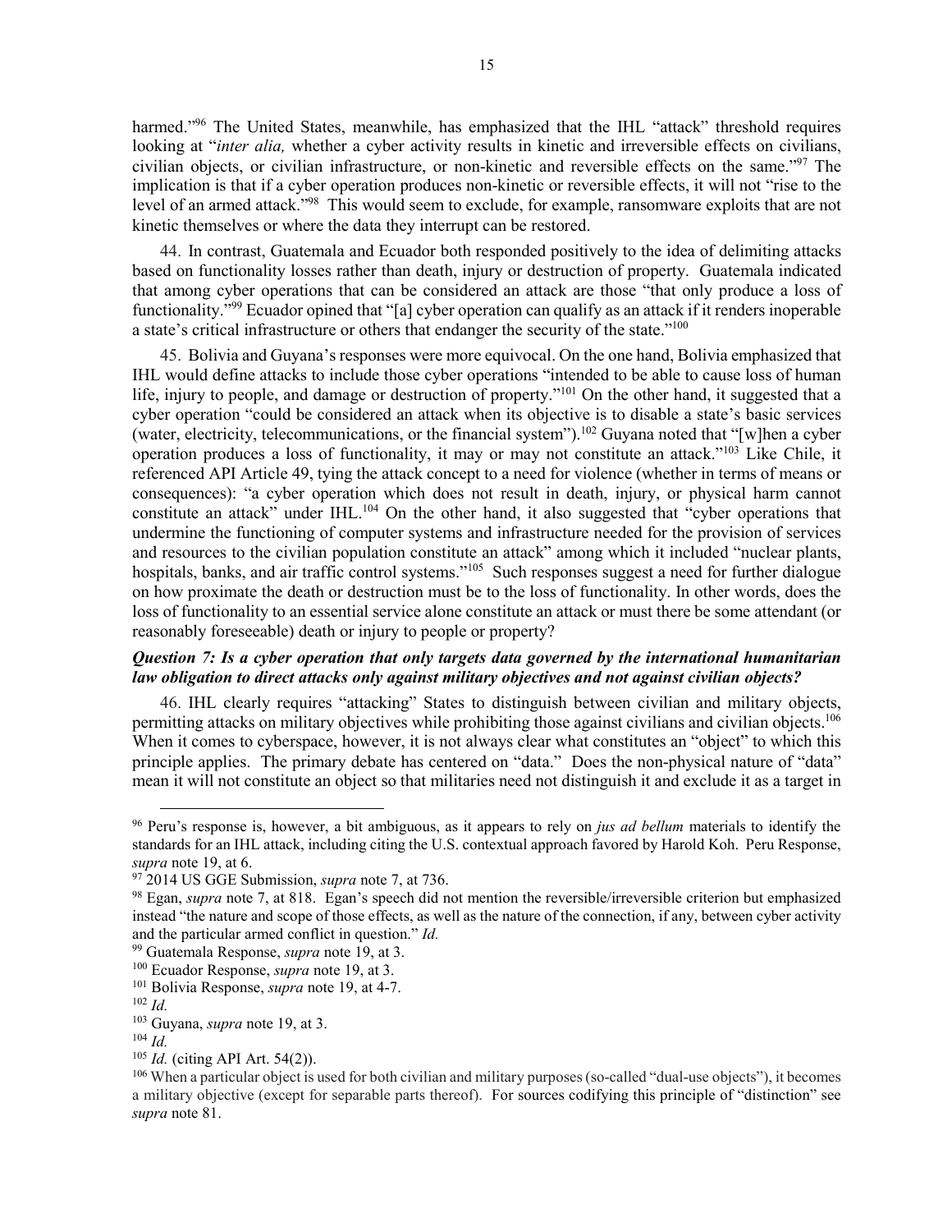harmed."[96] The United States, meanwhile, has emphasized that the IHL "attack" threshold requires looking at "*inter alia,* whether a cyber activity results in kinetic and irreversible effects on civilians, civilian objects, or civilian infrastructure, or non-kinetic and reversible effects on the same."[97] The implication is that if a cyber operation produces non-kinetic or reversible effects, it will not "rise to the level of an armed attack."[98] This would seem to exclude, for example, ransomware exploits that are not kinetic themselves or where the data they interrupt can be restored.

44. In contrast, Guatemala and Ecuador both responded positively to the idea of delimiting attacks based on functionality losses rather than death, injury or destruction of property. Guatemala indicated that among cyber operations that can be considered an attack are those "that only produce a loss of functionality."[99] Ecuador opined that "[a] cyber operation can qualify as an attack if it renders inoperable a state's critical infrastructure or others that endanger the security of the state."[100]

45. Bolivia and Guyana's responses were more equivocal. On the one hand, Bolivia emphasized that IHL would define attacks to include those cyber operations "intended to be able to cause loss of human life, injury to people, and damage or destruction of property."[101] On the other hand, it suggested that a cyber operation "could be considered an attack when its objective is to disable a state's basic services (water, electricity, telecommunications, or the financial system")."[102] Guyana noted that "[w]hen a cyber operation produces a loss of functionality, it may or may not constitute an attack."[103] Like Chile, it referenced API Article 49, tying the attack concept to a need for violence (whether in terms of means or consequences): "a cyber operation which does not result in death, injury, or physical harm cannot constitute an attack" under IHL.[104] On the other hand, it also suggested that "cyber operations that undermine the functioning of computer systems and infrastructure needed for the provision of services and resources to the civilian population constitute an attack" among which it included "nuclear plants, hospitals, banks, and air traffic control systems."[105] Such responses suggest a need for further dialogue on how proximate the death or destruction must be to the loss of functionality. In other words, does the loss of functionality to an essential service alone constitute an attack or must there be some attendant (or reasonably foreseeable) death or injury to people or property?

***Question 7: Is a cyber operation that only targets data governed by the international humanitarian law obligation to direct attacks only against military objectives and not against civilian objects?***

46. IHL clearly requires "attacking" States to distinguish between civilian and military objects, permitting attacks on military objectives while prohibiting those against civilians and civilian objects.[106] When it comes to cyberspace, however, it is not always clear what constitutes an "object" to which this principle applies. The primary debate has centered on "data." Does the non-physical nature of "data" mean it will not constitute an object so that militaries need not distinguish it and exclude it as a target in

---

[96] Peru's response is, however, a bit ambiguous, as it appears to rely on *jus ad bellum* materials to identify the standards for an IHL attack, including citing the U.S. contextual approach favored by Harold Koh. Peru Response, *supra* note 19, at 6.

[97] 2014 US GGE Submission, *supra* note 7, at 736.

[98] Egan, *supra* note 7, at 818. Egan's speech did not mention the reversible/irreversible criterion but emphasized instead "the nature and scope of those effects, as well as the nature of the connection, if any, between cyber activity and the particular armed conflict in question." *Id.*

[99] Guatemala Response, *supra* note 19, at 3.

[100] Ecuador Response, *supra* note 19, at 3.

[101] Bolivia Response, *supra* note 19, at 4-7.

[102] *Id.*

[103] Guyana, *supra* note 19, at 3.

[104] *Id.*

[105] *Id.* (citing API Art. 54(2)).

[106] When a particular object is used for both civilian and military purposes (so-called "dual-use objects"), it becomes a military objective (except for separable parts thereof). For sources codifying this principle of "distinction" see *supra* note 81.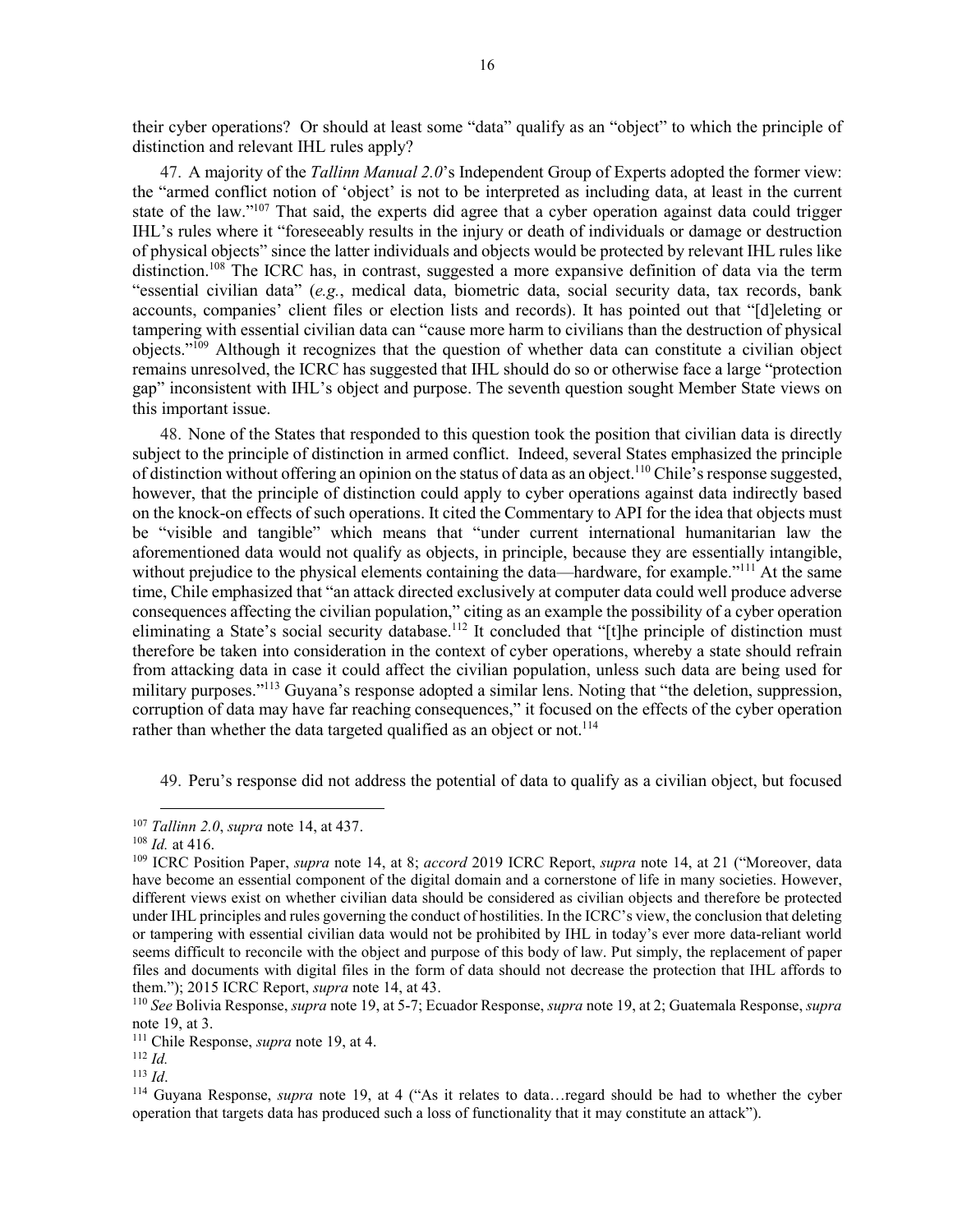their cyber operations? Or should at least some "data" qualify as an "object" to which the principle of distinction and relevant IHL rules apply?

47. A majority of the *Tallinn Manual 2.0*'s Independent Group of Experts adopted the former view: the "armed conflict notion of 'object' is not to be interpreted as including data, at least in the current state of the law."[107] That said, the experts did agree that a cyber operation against data could trigger IHL's rules where it "foreseeably results in the injury or death of individuals or damage or destruction of physical objects" since the latter individuals and objects would be protected by relevant IHL rules like distinction.[108] The ICRC has, in contrast, suggested a more expansive definition of data via the term "essential civilian data" (*e.g.*, medical data, biometric data, social security data, tax records, bank accounts, companies' client files or election lists and records). It has pointed out that "[d]eleting or tampering with essential civilian data can "cause more harm to civilians than the destruction of physical objects."[109] Although it recognizes that the question of whether data can constitute a civilian object remains unresolved, the ICRC has suggested IHL should do so or otherwise face a large "protection gap" inconsistent with IHL's object and purpose. The seventh question sought Member State views on this important issue.

48. None of the States that responded to this question took the position that civilian data is directly subject to the principle of distinction in armed conflict. Indeed, several States emphasized the principle of distinction without offering an opinion on the status of data as an object.[110] Chile's response suggested, however, that the principle of distinction could apply to cyber operations against data indirectly based on the knock-on effects of such operations. It cited the Commentary to API for the idea that objects must be "visible and tangible" which means that "under current international humanitarian law the aforementioned data would not qualify as objects, in principle, because they are essentially intangible, without prejudice to the physical elements containing the data—hardware, for example."[111] At the same time, Chile emphasized that "an attack directed exclusively at computer data could well produce adverse consequences affecting the civilian population," citing as an example the possibility of a cyber operation eliminating a State's social security database.[112] It concluded that "[t]he principle of distinction must therefore be taken into consideration in the context of cyber operations, whereby a state should refrain from attacking data in case it could affect the civilian population, unless such data are being used for military purposes."[113] Guyana's response adopted a similar lens. Noting that "the deletion, suppression, corruption of data may have far reaching consequences," it focused on the effects of the cyber operation rather than whether the data targeted qualified as an object or not.[114]

49. Peru's response did not address the potential of data to qualify as a civilian object, but focused

---

[107] *Tallinn 2.0*, *supra* note 14, at 437.

[108] *Id.* at 416.

[109] ICRC Position Paper, *supra* note 14, at 8; *accord* 2019 ICRC Report, *supra* note 14, at 21 ("Moreover, data have become an essential component of the digital domain and a cornerstone of life in many societies. However, different views exist on whether civilian data should be considered as civilian objects and therefore be protected under IHL principles and rules governing the conduct of hostilities. In the ICRC's view, the conclusion that deleting or tampering with essential civilian data would not be prohibited by IHL in today's ever more data-reliant world seems difficult to reconcile with the object and purpose of this body of law. Put simply, the replacement of paper files and documents with digital files in the form of data should not decrease the protection that IHL affords to them."); 2015 ICRC Report, *supra* note 14, at 43.

[110] *See* Bolivia Response, *supra* note 19, at 5-7; Ecuador Response, *supra* note 19, at 2; Guatemala Response, *supra* note 19, at 3.

[111] Chile Response, *supra* note 19, at 4.

[112] *Id.*

[113] *Id*.

[114] Guyana Response, *supra* note 19, at 4 ("As it relates to data…regard should be had to whether the cyber operation that targets data has produced such a loss of functionality that it may constitute an attack").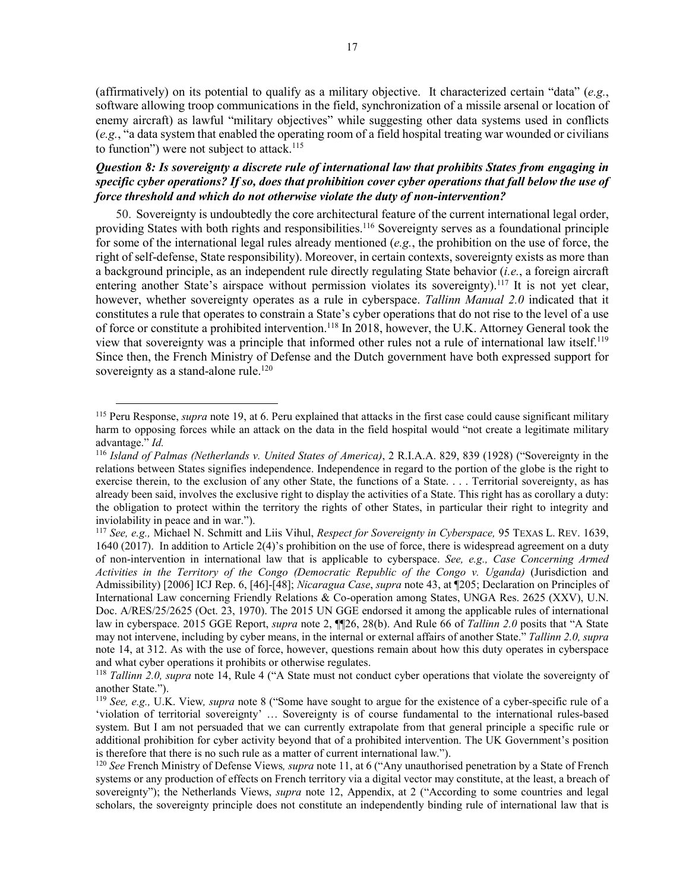(affirmatively) on its potential to qualify as a military objective. It characterized certain "data" (*e.g.*, software allowing troop communications in the field, synchronization of a missile arsenal or location of enemy aircraft) as lawful "military objectives" while suggesting other data systems used in conflicts (*e.g.*, "a data system that enabled the operating room of a field hospital treating war wounded or civilians to function") were not subject to attack.[115]

***Question 8: Is sovereignty a discrete rule of international law that prohibits States from engaging in specific cyber operations? If so, does that prohibition cover cyber operations that fall below the use of force threshold and which do not otherwise violate the duty of non-intervention?***

50. Sovereignty is undoubtedly the core architectural feature of the current international legal order, providing States with both rights and responsibilities.[116] Sovereignty serves as a foundational principle for some of the international legal rules already mentioned (*e.g.*, the prohibition on the use of force, the right of self-defense, State responsibility). Moreover, in certain contexts, sovereignty exists as more than a background principle, as an independent rule directly regulating State behavior (*i.e.*, a foreign aircraft entering another State's airspace without permission violates its sovereignty).[117] It is not yet clear, however, whether sovereignty operates as a rule in cyberspace. *Tallinn Manual 2.0* indicated that it constitutes a rule that operates to constrain a State's cyber operations that do not rise to the level of a use of force or constitute a prohibited intervention.[118] In 2018, however, the U.K. Attorney General took the view that sovereignty was a principle that informed other rules not a rule of international law itself.[119] Since then, the French Ministry of Defense and the Dutch government have both expressed support for sovereignty as a stand-alone rule.[120]

---

[115] Peru Response, *supra* note 19, at 6. Peru explained that attacks in the first case could cause significant military harm to opposing forces while an attack on the data in the field hospital would "not create a legitimate military advantage." *Id.*

[116] *Island of Palmas (Netherlands v. United States of America)*, 2 R.I.A.A. 829, 839 (1928) ("Sovereignty in the relations between States signifies independence. Independence in regard to the portion of the globe is the right to exercise therein, to the exclusion of any other State, the functions of a State. . . . Territorial sovereignty, as has already been said, involves the exclusive right to display the activities of a State. This right has as corollary a duty: the obligation to protect within the territory the rights of other States, in particular their right to integrity and inviolability in peace and in war.").

[117] *See, e.g.,* Michael N. Schmitt and Liis Vihul, *Respect for Sovereignty in Cyberspace,* 95 TEXAS L. REV. 1639, 1640 (2017). In addition to Article 2(4)'s prohibition on the use of force, there is widespread agreement on a duty of non-intervention in international law that is applicable to cyberspace. *See, e.g., Case Concerning Armed Activities in the Territory of the Congo (Democratic Republic of the Congo v. Uganda)* (Jurisdiction and Admissibility) [2006] ICJ Rep. 6, [46]-[48]; *Nicaragua Case*, *supra* note 43, at ¶205; Declaration on Principles of International Law concerning Friendly Relations & Co-operation among States, UNGA Res. 2625 (XXV), U.N. Doc. A/RES/25/2625 (Oct. 23, 1970). The 2015 UN GGE endorsed it among the applicable rules of international law in cyberspace. 2015 GGE Report, *supra* note 2, ¶¶26, 28(b). And Rule 66 of *Tallinn 2.0* posits that "A State may not intervene, including by cyber means, in the internal or external affairs of another State." *Tallinn 2.0, supra* note 14, at 312. As with the use of force, however, questions remain about how this duty operates in cyberspace and what cyber operations it prohibits or otherwise regulates.

[118] *Tallinn 2.0, supra* note 14, Rule 4 ("A State must not conduct cyber operations that violate the sovereignty of another State.").

[119] *See, e.g.,* U.K. View*, supra* note 8 ("Some have sought to argue for the existence of a cyber-specific rule of a 'violation of territorial sovereignty' … Sovereignty is of course fundamental to the international rules-based system. But I am not persuaded that we can currently extrapolate from that general principle a specific rule or additional prohibition for cyber activity beyond that of a prohibited intervention. The UK Government's position is therefore that there is no such rule as a matter of current international law.").

[120] *See* French Ministry of Defense Views*, supra* note 11, at 6 ("Any unauthorised penetration by a State of French systems or any production of effects on French territory via a digital vector may constitute, at the least, a breach of sovereignty"); the Netherlands Views, *supra* note 12, Appendix, at 2 ("According to some countries and legal scholars, the sovereignty principle does not constitute an independently binding rule of international law that is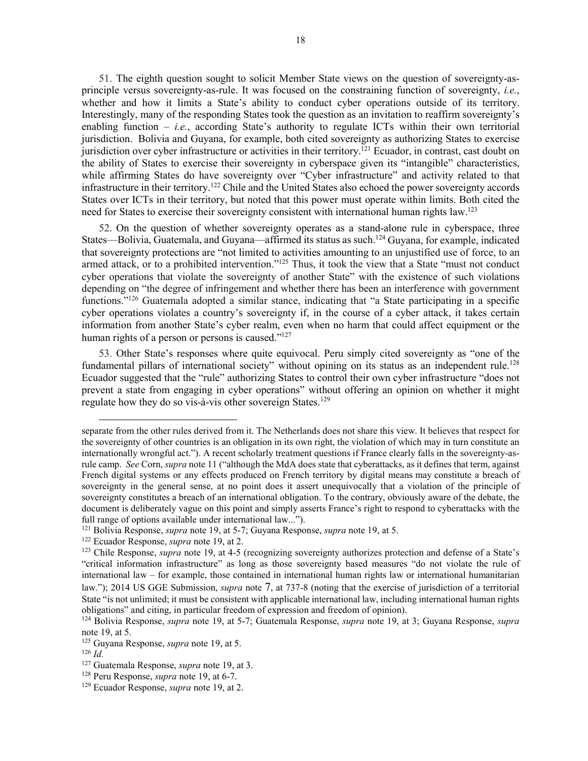51. The eighth question sought to solicit Member State views on the question of sovereignty-as-principle versus sovereignty-as-rule. It was focused on the constraining function of sovereignty, *i.e.*, whether and how it limits a State's ability to conduct cyber operations outside of its territory. Interestingly, many of the responding States took the question as an invitation to reaffirm sovereignty's enabling function – *i.e.*, according State's authority to regulate ICTs within their own territorial jurisdiction. Bolivia and Guyana, for example, both cited sovereignty as authorizing States to exercise jurisdiction over cyber infrastructure or activities in their territory.[121] Ecuador, in contrast, cast doubt on the ability of States to exercise their sovereignty in cyberspace given its "intangible" characteristics, while affirming States do have sovereignty over "Cyber infrastructure" and activity related to that infrastructure in their territory.[122] Chile and the United States also echoed the power sovereignty accords States over ICTs in their territory, but noted that this power must operate within limits. Both cited the need for States to exercise their sovereignty consistent with international human rights law.[123]

52. On the question of whether sovereignty operates as a stand-alone rule in cyberspace, three States—Bolivia, Guatemala, and Guyana—affirmed its status as such.[124] Guyana, for example, indicated that sovereignty protections are "not limited to activities amounting to an unjustified use of force, to an armed attack, or to a prohibited intervention."[125] Thus, it took the view that a State "must not conduct cyber operations that violate the sovereignty of another State" with the existence of such violations depending on "the degree of infringement and whether there has been an interference with government functions."[126] Guatemala adopted a similar stance, indicating that "a State participating in a specific cyber operations violates a country's sovereignty if, in the course of a cyber attack, it takes certain information from another State's cyber realm, even when no harm that could affect equipment or the human rights of a person or persons is caused."[127]

53. Other State's responses where quite equivocal. Peru simply cited sovereignty as "one of the fundamental pillars of international society" without opining on its status as an independent rule.[128] Ecuador suggested that the "rule" authorizing States to control their own cyber infrastructure "does not prevent a state from engaging in cyber operations" without offering an opinion on whether it might regulate how they do so vis-à-vis other sovereign States.[129]

---

separate from the other rules derived from it. The Netherlands does not share this view. It believes that respect for the sovereignty of other countries is an obligation in its own right, the violation of which may in turn constitute an internationally wrongful act."). A recent scholarly treatment questions if France clearly falls in the sovereignty-as-rule camp. *See* Corn, *supra* note 11 ("although the MdA does state that cyberattacks, as it defines that term, against French digital systems or any effects produced on French territory by digital means may constitute a breach of sovereignty in the general sense, at no point does it assert unequivocally that a violation of the principle of sovereignty constitutes a breach of an international obligation. To the contrary, obviously aware of the debate, the document is deliberately vague on this point and simply asserts France's right to respond to cyberattacks with the full range of options available under international law...").

[121] Bolivia Response, *supra* note 19, at 5-7; Guyana Response, *supra* note 19, at 5.

[122] Ecuador Response, *supra* note 19, at 2.

[123] Chile Response, *supra* note 19, at 4-5 (recognizing sovereignty authorizes protection and defense of a State's "critical information infrastructure" as long as those sovereignty based measures "do not violate the rule of international law – for example, those contained in international human rights law or international humanitarian law."); 2014 US GGE Submission, *supra* note 7, at 737-8 (noting that the exercise of jurisdiction of a territorial State "is not unlimited; it must be consistent with applicable international law, including international human rights obligations" and citing, in particular freedom of expression and freedom of opinion).

[124] Bolivia Response, *supra* note 19, at 5-7; Guatemala Response, *supra* note 19, at 3; Guyana Response, *supra* note 19, at 5.

[125] Guyana Response, *supra* note 19, at 5.

[126] *Id.*

[127] Guatemala Response, *supra* note 19, at 3.

[128] Peru Response, *supra* note 19, at 6-7.

[129] Ecuador Response, *supra* note 19, at 2.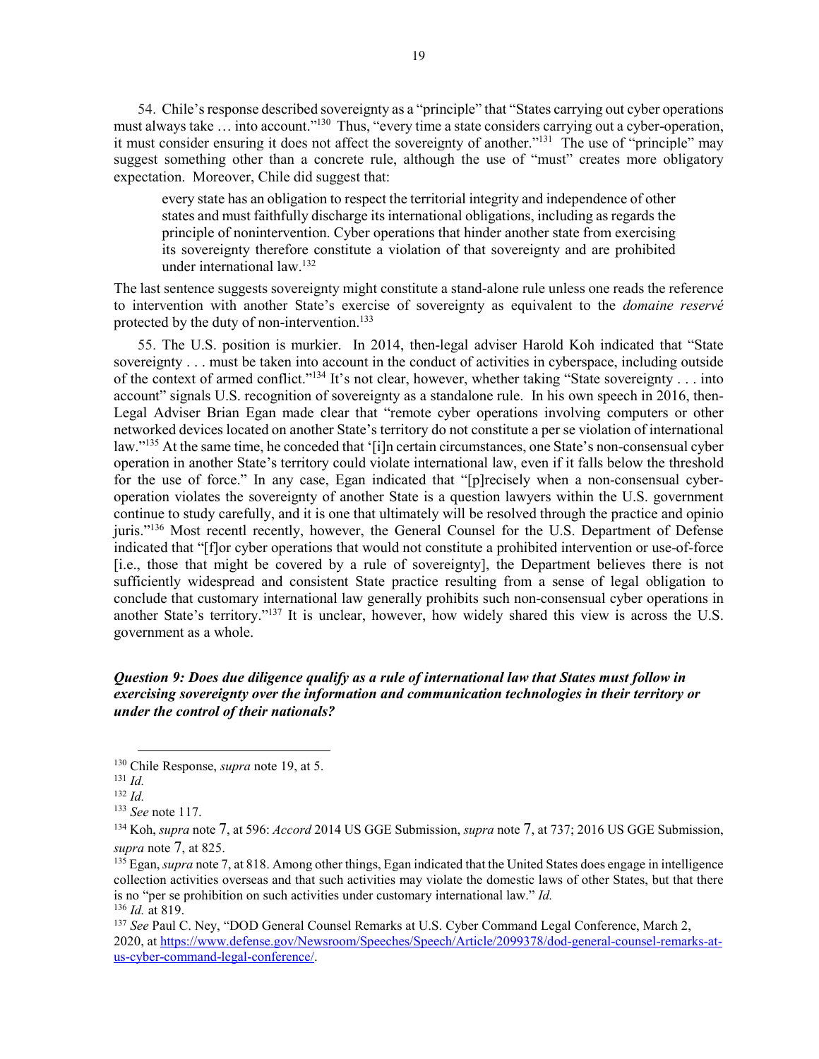54. Chile's response described sovereignty as a "principle" that "States carrying out cyber operations must always take … into account."[130] Thus, "every time a state considers carrying out a cyber-operation, it must consider ensuring it does not affect the sovereignty of another."[131] The use of "principle" may suggest something other than a concrete rule, although the use of "must" creates more obligatory expectation. Moreover, Chile did suggest that:

> every state has an obligation to respect the territorial integrity and independence of other states and must faithfully discharge its international obligations, including as regards the principle of nonintervention. Cyber operations that hinder another state from exercising its sovereignty therefore constitute a violation of that sovereignty and are prohibited under international law.[132]

The last sentence suggests sovereignty might constitute a stand-alone rule unless one reads the reference to intervention with another State's exercise of sovereignty as equivalent to the *domaine reservé* protected by the duty of non-intervention.[133]

55. The U.S. position is murkier. In 2014, then-legal adviser Harold Koh indicated that "State sovereignty . . . must be taken into account in the conduct of activities in cyberspace, including outside of the context of armed conflict."[134] It's not clear, however, whether taking "State sovereignty . . . into account" signals U.S. recognition of sovereignty as a standalone rule. In his own speech in 2016, then-Legal Adviser Brian Egan made clear that "remote cyber operations involving computers or other networked devices located on another State's territory do not constitute a per se violation of international law."[135] At the same time, he conceded that '[i]n certain circumstances, one State's non-consensual cyber operation in another State's territory could violate international law, even if it falls below the threshold for the use of force." In any case, Egan indicated that "[p]recisely when a non-consensual cyber-operation violates the sovereignty of another State is a question lawyers within the U.S. government continue to study carefully, and it is one that ultimately will be resolved through the practice and opinio juris."[136] Most recentl recently, however, the General Counsel for the U.S. Department of Defense indicated that "[f]or cyber operations that would not constitute a prohibited intervention or use-of-force [i.e., those that might be covered by a rule of sovereignty], the Department believes there is not sufficiently widespread and consistent State practice resulting from a sense of legal obligation to conclude that customary international law generally prohibits such non-consensual cyber operations in another State's territory."[137] It is unclear, however, how widely shared this view is across the U.S. government as a whole.

***Question 9: Does due diligence qualify as a rule of international law that States must follow in exercising sovereignty over the information and communication technologies in their territory or under the control of their nationals?***

---

[130] Chile Response, *supra* note 19, at 5.

[131] *Id.*

[132] *Id.*

[133] *See* note 117.

[134] Koh, *supra* note 7, at 596: *Accord* 2014 US GGE Submission, *supra* note 7, at 737; 2016 US GGE Submission, *supra* note 7, at 825.

[135] Egan, *supra* note 7, at 818. Among other things, Egan indicated that the United States does engage in intelligence collection activities overseas and that such activities may violate the domestic laws of other States, but that there is no "per se prohibition on such activities under customary international law." *Id.*

[136] *Id.* at 819.

[137] *See* Paul C. Ney, "DOD General Counsel Remarks at U.S. Cyber Command Legal Conference, March 2, 2020, at https://www.defense.gov/Newsroom/Speeches/Speech/Article/2099378/dod-general-counsel-remarks-at-us-cyber-command-legal-conference/.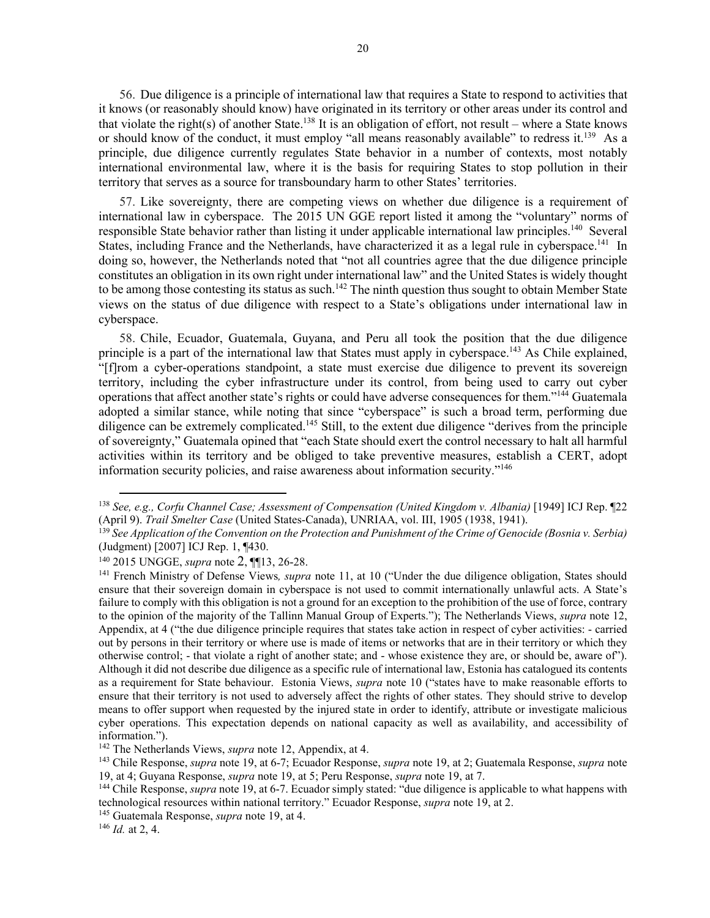56. Due diligence is a principle of international law that requires a State to respond to activities that it knows (or reasonably should know) have originated in its territory or other areas under its control and that violate the right(s) of another State.[138] It is an obligation of effort, not result – where a State knows or should know of the conduct, it must employ "all means reasonably available" to redress it.[139] As a principle, due diligence currently regulates State behavior in a number of contexts, most notably international environmental law, where it is the basis for requiring States to stop pollution in their territory that serves as a source for transboundary harm to other States' territories.

57. Like sovereignty, there are competing views on whether due diligence is a requirement of international law in cyberspace. The 2015 UN GGE report listed it among the "voluntary" norms of responsible State behavior rather than listing it under applicable international law principles.[140] Several States, including France and the Netherlands, have characterized it as a legal rule in cyberspace.[141] In doing so, however, the Netherlands noted that "not all countries agree that the due diligence principle constitutes an obligation in its own right under international law" and the United States is widely thought to be among those contesting its status as such.[142] The ninth question thus sought to obtain Member State views on the status of due diligence with respect to a State's obligations under international law in cyberspace.

58. Chile, Ecuador, Guatemala, Guyana, and Peru all took the position that the due diligence principle is a part of the international law that States must apply in cyberspace.[143] As Chile explained, "[f]rom a cyber-operations standpoint, a state must exercise due diligence to prevent its sovereign territory, including the cyber infrastructure under its control, from being used to carry out cyber operations that affect another state's rights or could have adverse consequences for them."[144] Guatemala adopted a similar stance, while noting that since "cyberspace" is such a broad term, performing due diligence can be extremely complicated.[145] Still, to the extent due diligence "derives from the principle of sovereignty," Guatemala opined that "each State should exert the control necessary to halt all harmful activities within its territory and be obliged to take preventive measures, establish a CERT, adopt information security policies, and raise awareness about information security."[146]

---

[138] *See, e.g., Corfu Channel Case; Assessment of Compensation (United Kingdom v. Albania)* [1949] ICJ Rep. ¶22 (April 9). *Trail Smelter Case* (United States-Canada), UNRIAA, vol. III, 1905 (1938, 1941).

[139] *See Application of the Convention on the Protection and Punishment of the Crime of Genocide (Bosnia v. Serbia)* (Judgment) [2007] ICJ Rep. 1, ¶430.

[140] 2015 UNGGE, *supra* note 2, ¶¶13, 26-28.

[141] French Ministry of Defense Views*, supra* note 11, at 10 ("Under the due diligence obligation, States should ensure that their sovereign domain in cyberspace is not used to commit internationally unlawful acts. A State's failure to comply with this obligation is not a ground for an exception to the prohibition of the use of force, contrary to the opinion of the majority of the Tallinn Manual Group of Experts."); The Netherlands Views, *supra* note 12, Appendix, at 4 ("the due diligence principle requires that states take action in respect of cyber activities: - carried out by persons in their territory or where use is made of items or networks that are in their territory or which they otherwise control; - that violate a right of another state; and - whose existence they are, or should be, aware of"). Although it did not describe due diligence as a specific rule of international law, Estonia has catalogued its contents as a requirement for State behaviour. Estonia Views, *supra* note 10 ("states have to make reasonable efforts to ensure that their territory is not used to adversely affect the rights of other states. They should strive to develop means to offer support when requested by the injured state in order to identify, attribute or investigate malicious cyber operations. This expectation depends on national capacity as well as availability, and accessibility of information.").

[142] The Netherlands Views, *supra* note 12, Appendix, at 4.

[143] Chile Response, *supra* note 19, at 6-7; Ecuador Response, *supra* note 19, at 2; Guatemala Response, *supra* note 19, at 4; Guyana Response, *supra* note 19, at 5; Peru Response, *supra* note 19, at 7.

[144] Chile Response, *supra* note 19, at 6-7. Ecuador simply stated: "due diligence is applicable to what happens with technological resources within national territory." Ecuador Response, *supra* note 19, at 2.

[145] Guatemala Response, *supra* note 19, at 4.

[146] *Id.* at 2, 4.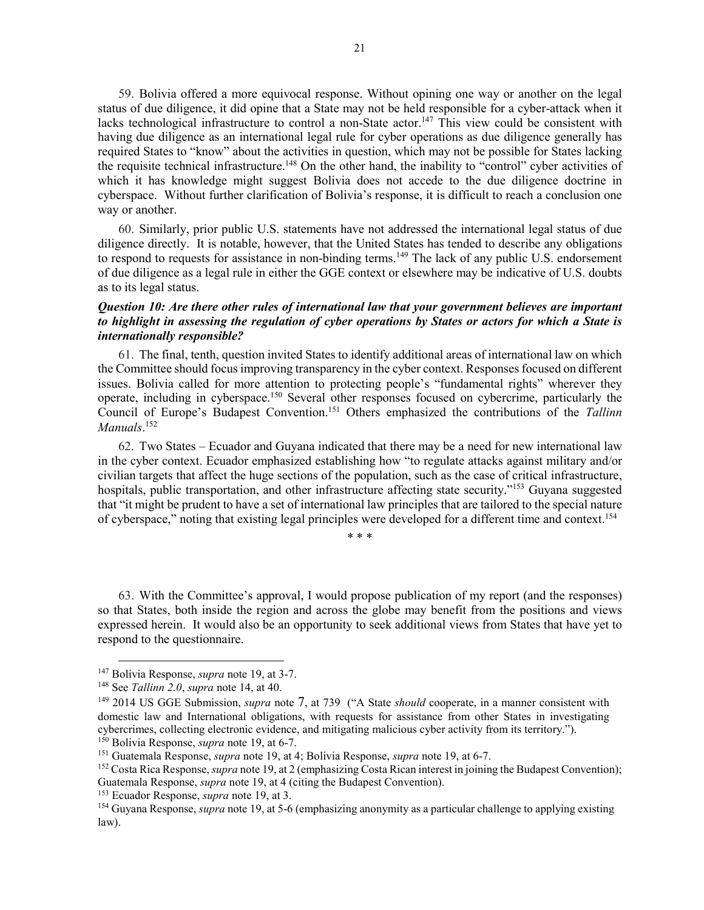59. Bolivia offered a more equivocal response. Without opining one way or another on the legal status of due diligence, it did opine that a State may not be held responsible for a cyber-attack when it lacks technological infrastructure to control a non-State actor.[147] This view could be consistent with having due diligence as an international legal rule for cyber operations as due diligence generally has required States to "know" about the activities in question, which may not be possible for States lacking the requisite technical infrastructure.[148] On the other hand, the inability to "control" cyber activities of which it has knowledge might suggest Bolivia does not accede to the due diligence doctrine in cyberspace. Without further clarification of Bolivia's response, it is difficult to reach a conclusion one way or another.

60. Similarly, prior public U.S. statements have not addressed the international legal status of due diligence directly. It is notable, however, that the United States has tended to describe any obligations to respond to requests for assistance in non-binding terms.[149] The lack of any public U.S. endorsement of due diligence as a legal rule in either the GGE context or elsewhere may be indicative of U.S. doubts as to its legal status.

***Question 10: Are there other rules of international law that your government believes are important to highlight in assessing the regulation of cyber operations by States or actors for which a State is internationally responsible?***

61. The final, tenth, question invited States to identify additional areas of international law on which the Committee should focus improving transparency in the cyber context. Responses focused on different issues. Bolivia called for more attention to protecting people's "fundamental rights" wherever they operate, including in cyberspace.[150] Several other responses focused on cybercrime, particularly the Council of Europe's Budapest Convention.[151] Others emphasized the contributions of the *Tallinn Manuals*.[152]

62. Two States – Ecuador and Guyana indicated that there may be a need for new international law in the cyber context. Ecuador emphasized establishing how "to regulate attacks against military and/or civilian targets that affect the huge sections of the population, such as the case of critical infrastructure, hospitals, public transportation, and other infrastructure affecting state security."[153] Guyana suggested that "it might be prudent to have a set of international law principles that are tailored to the special nature of cyberspace," noting that existing legal principles were developed for a different time and context.[154]

\* \* \*

63. With the Committee's approval, I would propose publication of my report (and the responses) so that States, both inside the region and across the globe may benefit from the positions and views expressed herein. It would also be an opportunity to seek additional views from States that have yet to respond to the questionnaire.

---

[147] Bolivia Response, *supra* note 19, at 3-7.

[148] See *Tallinn 2.0*, *supra* note 14, at 40.

[149] 2014 US GGE Submission, *supra* note 7, at 739 ("A State *should* cooperate, in a manner consistent with domestic law and International obligations, with requests for assistance from other States in investigating cybercrimes, collecting electronic evidence, and mitigating malicious cyber activity from its territory.").

[150] Bolivia Response, *supra* note 19, at 6-7.

[151] Guatemala Response, *supra* note 19, at 4; Bolivia Response, *supra* note 19, at 6-7.

[152] Costa Rica Response, *supra* note 19, at 2 (emphasizing Costa Rican interest in joining the Budapest Convention); Guatemala Response, *supra* note 19, at 4 (citing the Budapest Convention).

[153] Ecuador Response, *supra* note 19, at 3.

[154] Guyana Response, *supra* note 19, at 5-6 (emphasizing anonymity as a particular challenge to applying existing law).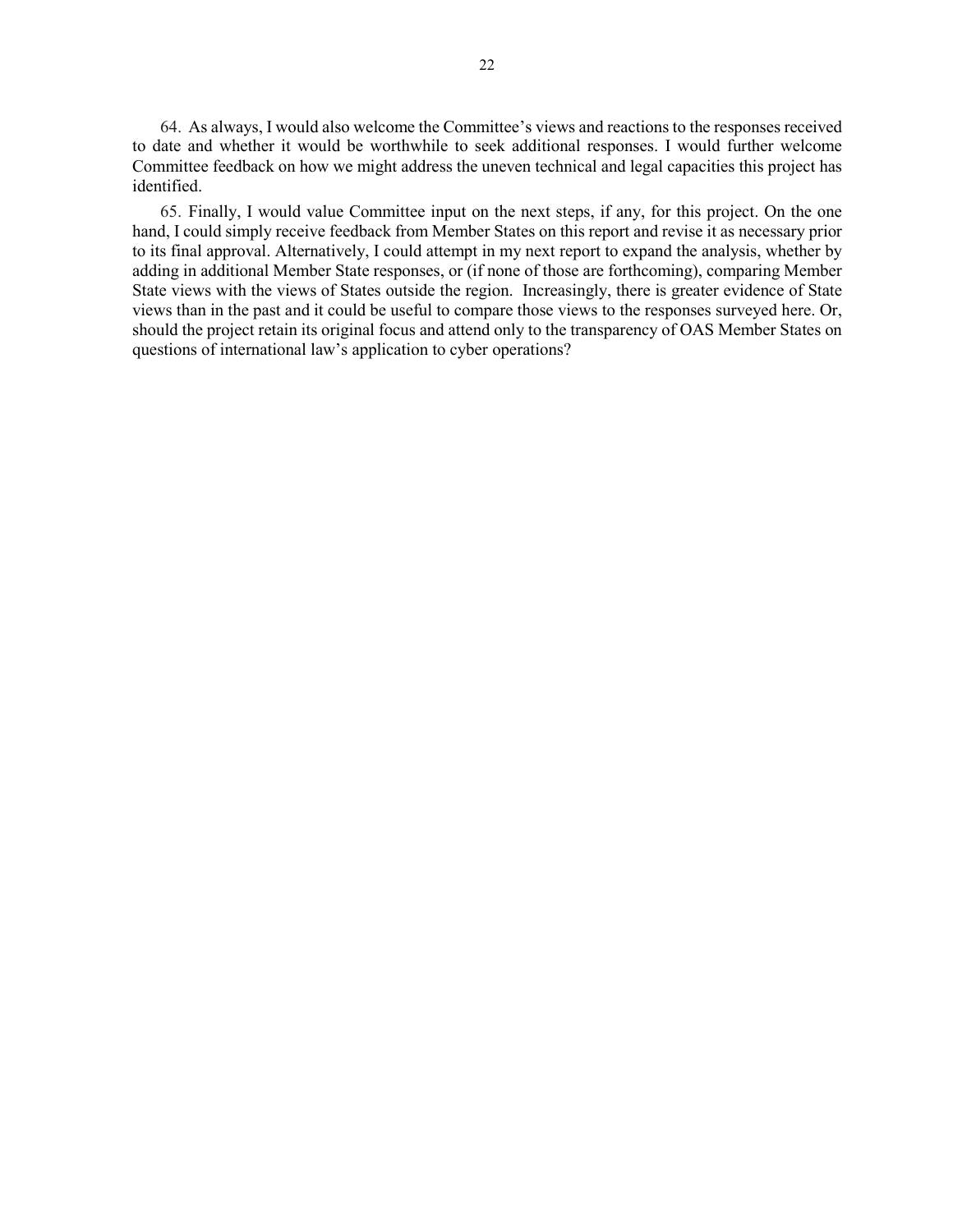64. As always, I would also welcome the Committee's views and reactions to the responses received to date and whether it would be worthwhile to seek additional responses. I would further welcome Committee feedback on how we might address the uneven technical and legal capacities this project has identified.

65. Finally, I would value Committee input on the next steps, if any, for this project. On the one hand, I could simply receive feedback from Member States on this report and revise it as necessary prior to its final approval. Alternatively, I could attempt in my next report to expand the analysis, whether by adding in additional Member State responses, or (if none of those are forthcoming), comparing Member State views with the views of States outside the region. Increasingly, there is greater evidence of State views than in the past and it could be useful to compare those views to the responses surveyed here. Or, should the project retain its original focus and attend only to the transparency of OAS Member States on questions of international law's application to cyber operations?